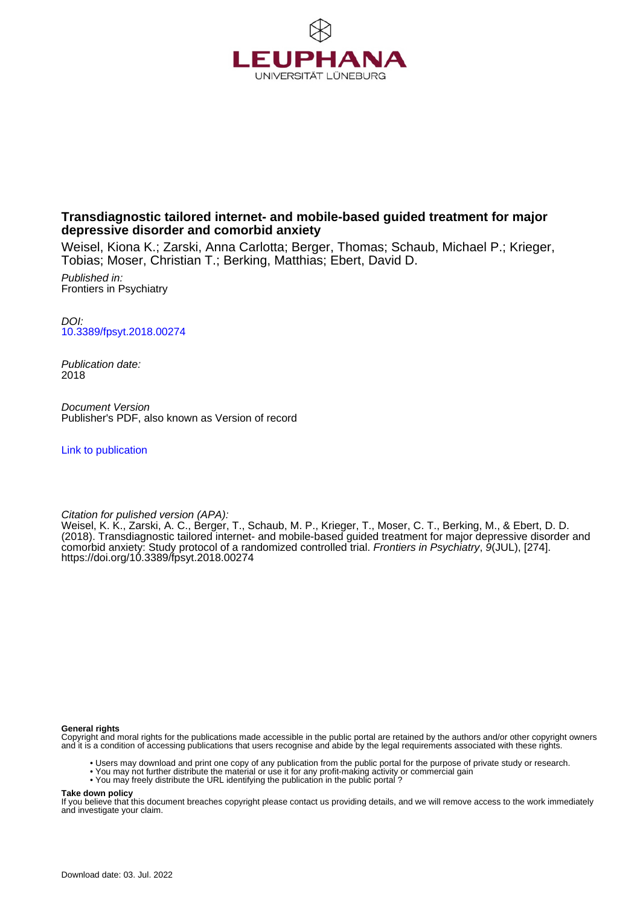LEUPHANA UNIVERSITÄT LÜNEBURG

# Transdiagnostic tailored internet- and mobile-based guided treatment for major depressive disorder and comorbid anxiety

Weisel, Kiona K.; Zarski, Anna Carlotta; Berger, Thomas; Schaub, Michael P.; Krieger, Tobias; Moser, Christian T.; Berking, Matthias; Ebert, David D.

*Published in:*
Frontiers in Psychiatry

*DOI:*
10.3389/fpsyt.2018.00274

*Publication date:*
2018

*Document Version*
Publisher's PDF, also known as Version of record

Link to publication

*Citation for pulished version (APA):*
Weisel, K. K., Zarski, A. C., Berger, T., Schaub, M. P., Krieger, T., Moser, C. T., Berking, M., & Ebert, D. D. (2018). Transdiagnostic tailored internet- and mobile-based guided treatment for major depressive disorder and comorbid anxiety: Study protocol of a randomized controlled trial. *Frontiers in Psychiatry*, *9*(JUL), [274]. https://doi.org/10.3389/fpsyt.2018.00274

**General rights**
Copyright and moral rights for the publications made accessible in the public portal are retained by the authors and/or other copyright owners and it is a condition of accessing publications that users recognise and abide by the legal requirements associated with these rights.

- Users may download and print one copy of any publication from the public portal for the purpose of private study or research.
- You may not further distribute the material or use it for any profit-making activity or commercial gain
- You may freely distribute the URL identifying the publication in the public portal ?

**Take down policy**
If you believe that this document breaches copyright please contact us providing details, and we will remove access to the work immediately and investigate your claim.

Download date: 03. Jul. 2022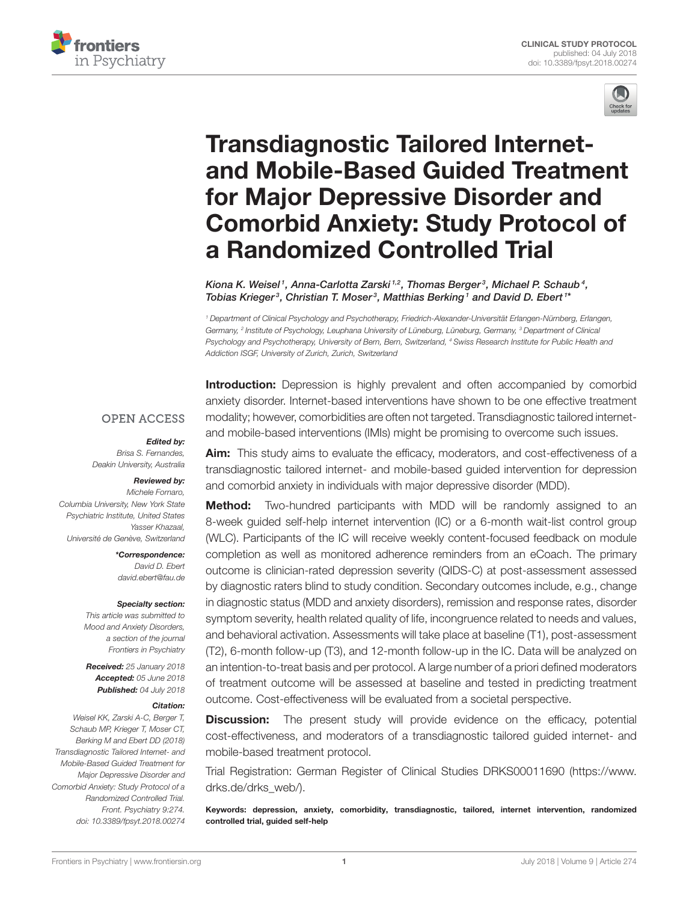# Transdiagnostic Tailored Internet- and Mobile-Based Guided Treatment for Major Depressive Disorder and Comorbid Anxiety: Study Protocol of a Randomized Controlled Trial

*Kiona K. Weisel[1], Anna-Carlotta Zarski[1,2], Thomas Berger[3], Michael P. Schaub[4], Tobias Krieger[3], Christian T. Moser[3], Matthias Berking[1] and David D. Ebert[1]\**

[1] Department of Clinical Psychology and Psychotherapy, Friedrich-Alexander-Universität Erlangen-Nürnberg, Erlangen, Germany, [2] Institute of Psychology, Leuphana University of Lüneburg, Lüneburg, Germany, [3] Department of Clinical Psychology and Psychotherapy, University of Bern, Bern, Switzerland, [4] Swiss Research Institute for Public Health and Addiction ISGF, University of Zurich, Zurich, Switzerland

CLINICAL STUDY PROTOCOL
published: 04 July 2018
doi: 10.3389/fpsyt.2018.00274

OPEN ACCESS

***Edited by:***
Brisa S. Fernandes,
Deakin University, Australia

***Reviewed by:***
Michele Fornaro,
Columbia University, New York State Psychiatric Institute, United States
Yasser Khazaal,
Université de Genève, Switzerland

***\*Correspondence:***
David D. Ebert
david.ebert@fau.de

***Specialty section:***
This article was submitted to Mood and Anxiety Disorders, a section of the journal Frontiers in Psychiatry

***Received:*** 25 January 2018
***Accepted:*** 05 June 2018
***Published:*** 04 July 2018

***Citation:***
Weisel KK, Zarski A-C, Berger T, Schaub MP, Krieger T, Moser CT, Berking M and Ebert DD (2018) Transdiagnostic Tailored Internet- and Mobile-Based Guided Treatment for Major Depressive Disorder and Comorbid Anxiety: Study Protocol of a Randomized Controlled Trial. Front. Psychiatry 9:274. doi: 10.3389/fpsyt.2018.00274

**Introduction:** Depression is highly prevalent and often accompanied by comorbid anxiety disorder. Internet-based interventions have shown to be one effective treatment modality; however, comorbidities are often not targeted. Transdiagnostic tailored internet- and mobile-based interventions (IMIs) might be promising to overcome such issues.

**Aim:** This study aims to evaluate the efficacy, moderators, and cost-effectiveness of a transdiagnostic tailored internet- and mobile-based guided intervention for depression and comorbid anxiety in individuals with major depressive disorder (MDD).

**Method:** Two-hundred participants with MDD will be randomly assigned to an 8-week guided self-help internet intervention (IC) or a 6-month wait-list control group (WLC). Participants of the IC will receive weekly content-focused feedback on module completion as well as monitored adherence reminders from an eCoach. The primary outcome is clinician-rated depression severity (QIDS-C) at post-assessment assessed by diagnostic raters blind to study condition. Secondary outcomes include, e.g., change in diagnostic status (MDD and anxiety disorders), remission and response rates, disorder symptom severity, health related quality of life, incongruence related to needs and values, and behavioral activation. Assessments will take place at baseline (T1), post-assessment (T2), 6-month follow-up (T3), and 12-month follow-up in the IC. Data will be analyzed on an intention-to-treat basis and per protocol. A large number of a priori defined moderators of treatment outcome will be assessed at baseline and tested in predicting treatment outcome. Cost-effectiveness will be evaluated from a societal perspective.

**Discussion:** The present study will provide evidence on the efficacy, potential cost-effectiveness, and moderators of a transdiagnostic tailored guided internet- and mobile-based treatment protocol.

Trial Registration: German Register of Clinical Studies DRKS00011690 (https://www.drks.de/drks_web/).

**Keywords: depression, anxiety, comorbidity, transdiagnostic, tailored, internet intervention, randomized controlled trial, guided self-help**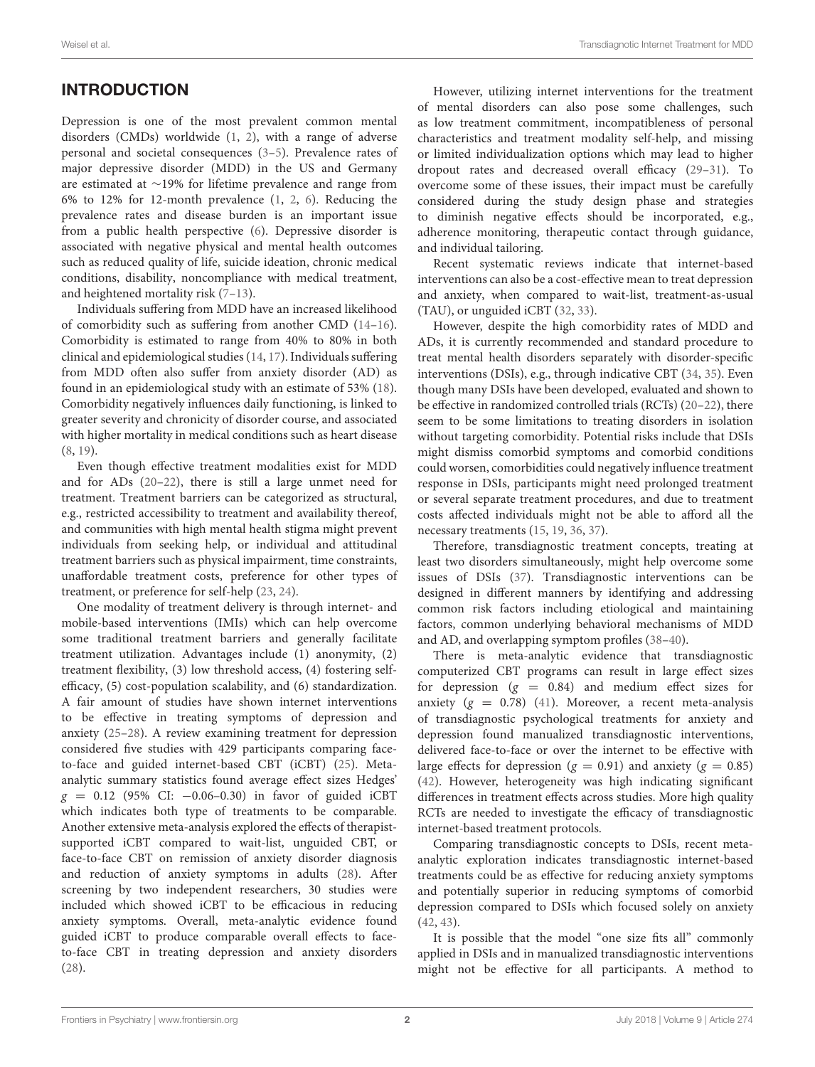## INTRODUCTION

Depression is one of the most prevalent common mental disorders (CMDs) worldwide (1, 2), with a range of adverse personal and societal consequences (3–5). Prevalence rates of major depressive disorder (MDD) in the US and Germany are estimated at ∼19% for lifetime prevalence and range from 6% to 12% for 12-month prevalence (1, 2, 6). Reducing the prevalence rates and disease burden is an important issue from a public health perspective (6). Depressive disorder is associated with negative physical and mental health outcomes such as reduced quality of life, suicide ideation, chronic medical conditions, disability, noncompliance with medical treatment, and heightened mortality risk (7–13).

Individuals suffering from MDD have an increased likelihood of comorbidity such as suffering from another CMD (14–16). Comorbidity is estimated to range from 40% to 80% in both clinical and epidemiological studies (14, 17). Individuals suffering from MDD often also suffer from anxiety disorder (AD) as found in an epidemiological study with an estimate of 53% (18). Comorbidity negatively influences daily functioning, is linked to greater severity and chronicity of disorder course, and associated with higher mortality in medical conditions such as heart disease (8, 19).

Even though effective treatment modalities exist for MDD and for ADs (20–22), there is still a large unmet need for treatment. Treatment barriers can be categorized as structural, e.g., restricted accessibility to treatment and availability thereof, and communities with high mental health stigma might prevent individuals from seeking help, or individual and attitudinal treatment barriers such as physical impairment, time constraints, unaffordable treatment costs, preference for other types of treatment, or preference for self-help (23, 24).

One modality of treatment delivery is through internet- and mobile-based interventions (IMIs) which can help overcome some traditional treatment barriers and generally facilitate treatment utilization. Advantages include (1) anonymity, (2) treatment flexibility, (3) low threshold access, (4) fostering self-efficacy, (5) cost-population scalability, and (6) standardization. A fair amount of studies have shown internet interventions to be effective in treating symptoms of depression and anxiety (25–28). A review examining treatment for depression considered five studies with 429 participants comparing face-to-face and guided internet-based CBT (iCBT) (25). Meta-analytic summary statistics found average effect sizes Hedges' $g = 0.12$ (95% CI: $-0.06$–$0.30$) in favor of guided iCBT which indicates both type of treatments to be comparable. Another extensive meta-analysis explored the effects of therapist-supported iCBT compared to wait-list, unguided CBT, or face-to-face CBT on remission of anxiety disorder diagnosis and reduction of anxiety symptoms in adults (28). After screening by two independent researchers, 30 studies were included which showed iCBT to be efficacious in reducing anxiety symptoms. Overall, meta-analytic evidence found guided iCBT to produce comparable overall effects to face-to-face CBT in treating depression and anxiety disorders (28).

However, utilizing internet interventions for the treatment of mental disorders can also pose some challenges, such as low treatment commitment, incompatibleness of personal characteristics and treatment modality self-help, and missing or limited individualization options which may lead to higher dropout rates and decreased overall efficacy (29–31). To overcome some of these issues, their impact must be carefully considered during the study design phase and strategies to diminish negative effects should be incorporated, e.g., adherence monitoring, therapeutic contact through guidance, and individual tailoring.

Recent systematic reviews indicate that internet-based interventions can also be a cost-effective mean to treat depression and anxiety, when compared to wait-list, treatment-as-usual (TAU), or unguided iCBT (32, 33).

However, despite the high comorbidity rates of MDD and ADs, it is currently recommended and standard procedure to treat mental health disorders separately with disorder-specific interventions (DSIs), e.g., through indicative CBT (34, 35). Even though many DSIs have been developed, evaluated and shown to be effective in randomized controlled trials (RCTs) (20–22), there seem to be some limitations to treating disorders in isolation without targeting comorbidity. Potential risks include that DSIs might dismiss comorbid symptoms and comorbid conditions could worsen, comorbidities could negatively influence treatment response in DSIs, participants might need prolonged treatment or several separate treatment procedures, and due to treatment costs affected individuals might not be able to afford all the necessary treatments (15, 19, 36, 37).

Therefore, transdiagnostic treatment concepts, treating at least two disorders simultaneously, might help overcome some issues of DSIs (37). Transdiagnostic interventions can be designed in different manners by identifying and addressing common risk factors including etiological and maintaining factors, common underlying behavioral mechanisms of MDD and AD, and overlapping symptom profiles (38–40).

There is meta-analytic evidence that transdiagnostic computerized CBT programs can result in large effect sizes for depression ($g = 0.84$) and medium effect sizes for anxiety ($g = 0.78$) (41). Moreover, a recent meta-analysis of transdiagnostic psychological treatments for anxiety and depression found manualized transdiagnostic interventions, delivered face-to-face or over the internet to be effective with large effects for depression ($g = 0.91$) and anxiety ($g = 0.85$) (42). However, heterogeneity was high indicating significant differences in treatment effects across studies. More high quality RCTs are needed to investigate the efficacy of transdiagnostic internet-based treatment protocols.

Comparing transdiagnostic concepts to DSIs, recent meta-analytic exploration indicates transdiagnostic internet-based treatments could be as effective for reducing anxiety symptoms and potentially superior in reducing symptoms of comorbid depression compared to DSIs which focused solely on anxiety (42, 43).

It is possible that the model "one size fits all" commonly applied in DSIs and in manualized transdiagnostic interventions might not be effective for all participants. A method to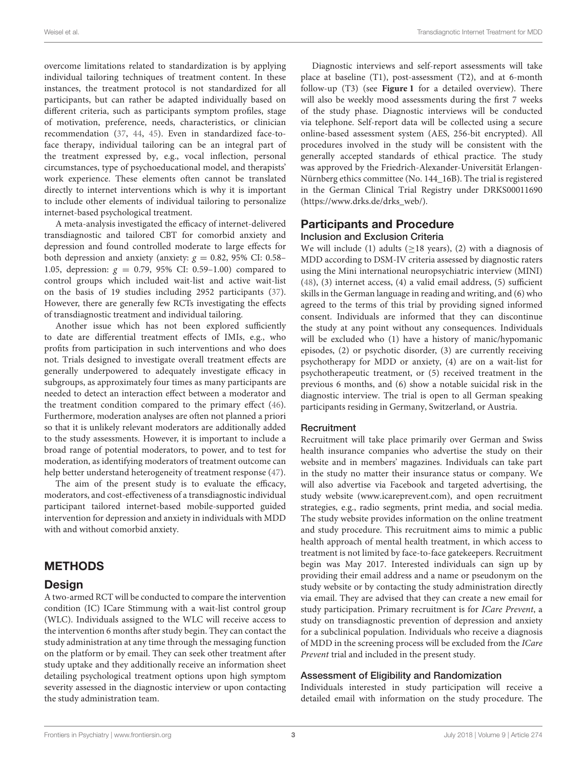overcome limitations related to standardization is by applying individual tailoring techniques of treatment content. In these instances, the treatment protocol is not standardized for all participants, but can rather be adapted individually based on different criteria, such as participants symptom profiles, stage of motivation, preference, needs, characteristics, or clinician recommendation (37, 44, 45). Even in standardized face-to-face therapy, individual tailoring can be an integral part of the treatment expressed by, e.g., vocal inflection, personal circumstances, type of psychoeducational model, and therapists' work experience. These elements often cannot be translated directly to internet interventions which is why it is important to include other elements of individual tailoring to personalize internet-based psychological treatment.

A meta-analysis investigated the efficacy of internet-delivered transdiagnostic and tailored CBT for comorbid anxiety and depression and found controlled moderate to large effects for both depression and anxiety (anxiety: $g = 0.82$, 95% CI: 0.58–1.05, depression: $g = 0.79$, 95% CI: 0.59–1.00) compared to control groups which included wait-list and active wait-list on the basis of 19 studies including 2952 participants (37). However, there are generally few RCTs investigating the effects of transdiagnostic treatment and individual tailoring.

Another issue which has not been explored sufficiently to date are differential treatment effects of IMIs, e.g., who profits from participation in such interventions and who does not. Trials designed to investigate overall treatment effects are generally underpowered to adequately investigate efficacy in subgroups, as approximately four times as many participants are needed to detect an interaction effect between a moderator and the treatment condition compared to the primary effect (46). Furthermore, moderation analyses are often not planned a priori so that it is unlikely relevant moderators are additionally added to the study assessments. However, it is important to include a broad range of potential moderators, to power, and to test for moderation, as identifying moderators of treatment outcome can help better understand heterogeneity of treatment response (47).

The aim of the present study is to evaluate the efficacy, moderators, and cost-effectiveness of a transdiagnostic individual participant tailored internet-based mobile-supported guided intervention for depression and anxiety in individuals with MDD with and without comorbid anxiety.

# METHODS

## Design

A two-armed RCT will be conducted to compare the intervention condition (IC) ICare Stimmung with a wait-list control group (WLC). Individuals assigned to the WLC will receive access to the intervention 6 months after study begin. They can contact the study administration at any time through the messaging function on the platform or by email. They can seek other treatment after study uptake and they additionally receive an information sheet detailing psychological treatment options upon high symptom severity assessed in the diagnostic interview or upon contacting the study administration team.

Diagnostic interviews and self-report assessments will take place at baseline (T1), post-assessment (T2), and at 6-month follow-up (T3) (see **Figure 1** for a detailed overview). There will also be weekly mood assessments during the first 7 weeks of the study phase. Diagnostic interviews will be conducted via telephone. Self-report data will be collected using a secure online-based assessment system (AES, 256-bit encrypted). All procedures involved in the study will be consistent with the generally accepted standards of ethical practice. The study was approved by the Friedrich-Alexander-Universität Erlangen-Nürnberg ethics committee (No. 144_16B). The trial is registered in the German Clinical Trial Registry under DRKS00011690 (https://www.drks.de/drks_web/).

## Participants and Procedure

### Inclusion and Exclusion Criteria

We will include (1) adults ($\geq$18 years), (2) with a diagnosis of MDD according to DSM-IV criteria assessed by diagnostic raters using the Mini international neuropsychiatric interview (MINI) (48), (3) internet access, (4) a valid email address, (5) sufficient skills in the German language in reading and writing, and (6) who agreed to the terms of this trial by providing signed informed consent. Individuals are informed that they can discontinue the study at any point without any consequences. Individuals will be excluded who (1) have a history of manic/hypomanic episodes, (2) or psychotic disorder, (3) are currently receiving psychotherapy for MDD or anxiety, (4) are on a wait-list for psychotherapeutic treatment, or (5) received treatment in the previous 6 months, and (6) show a notable suicidal risk in the diagnostic interview. The trial is open to all German speaking participants residing in Germany, Switzerland, or Austria.

### Recruitment

Recruitment will take place primarily over German and Swiss health insurance companies who advertise the study on their website and in members' magazines. Individuals can take part in the study no matter their insurance status or company. We will also advertise via Facebook and targeted advertising, the study website (www.icareprevent.com), and open recruitment strategies, e.g., radio segments, print media, and social media. The study website provides information on the online treatment and study procedure. This recruitment aims to mimic a public health approach of mental health treatment, in which access to treatment is not limited by face-to-face gatekeepers. Recruitment begin was May 2017. Interested individuals can sign up by providing their email address and a name or pseudonym on the study website or by contacting the study administration directly via email. They are advised that they can create a new email for study participation. Primary recruitment is for *ICare Prevent*, a study on transdiagnostic prevention of depression and anxiety for a subclinical population. Individuals who receive a diagnosis of MDD in the screening process will be excluded from the *ICare Prevent* trial and included in the present study.

### Assessment of Eligibility and Randomization

Individuals interested in study participation will receive a detailed email with information on the study procedure. The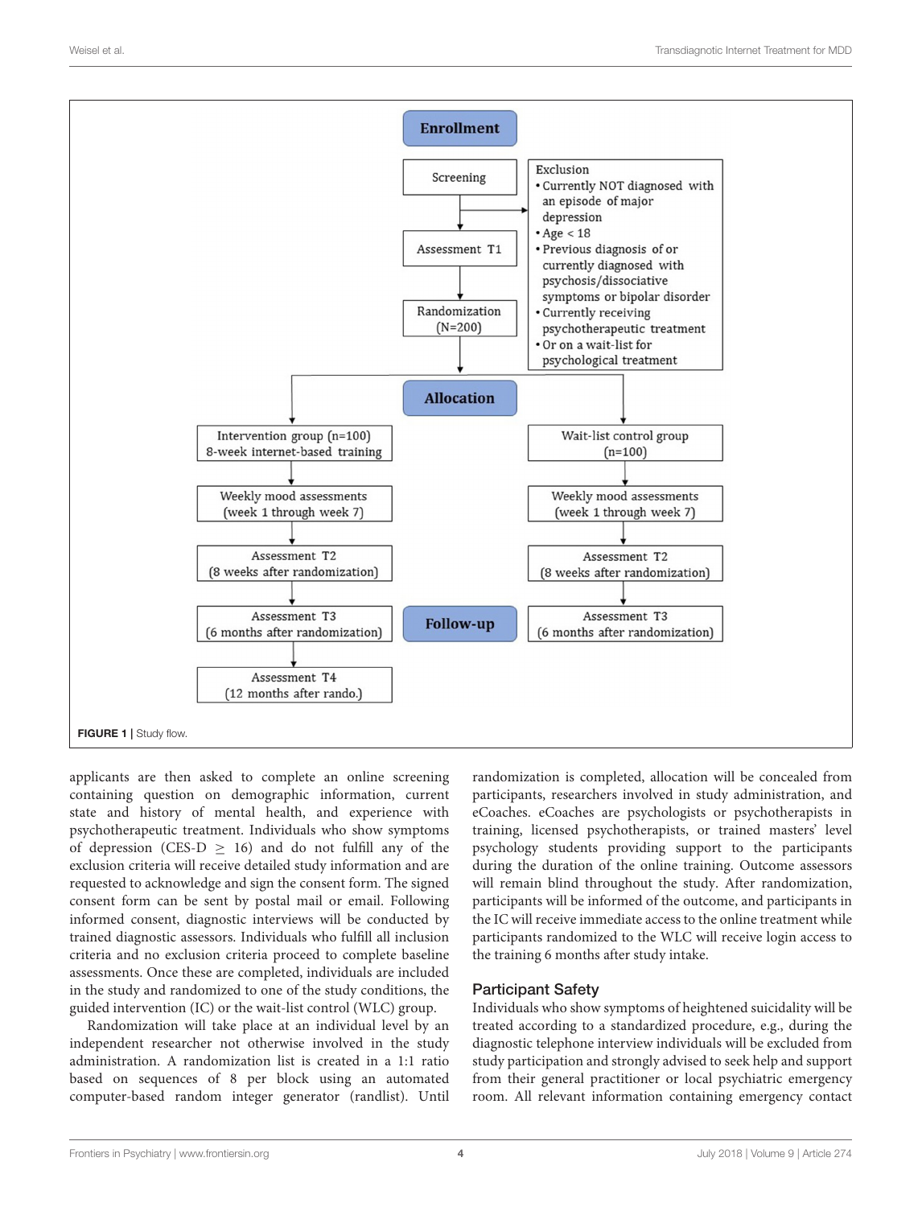**Enrollment**

Screening

Exclusion
- Currently NOT diagnosed with an episode of major depression
- Age < 18
- Previous diagnosis of or currently diagnosed with psychosis/dissociative symptoms or bipolar disorder
- Currently receiving psychotherapeutic treatment
- Or on a wait-list for psychological treatment

Assessment T1

Randomization (N=200)

**Allocation**

| Intervention group (n=100) 8-week internet-based training | Wait-list control group (n=100) |
|---|---|
| Weekly mood assessments (week 1 through week 7) | Weekly mood assessments (week 1 through week 7) |
| Assessment T2 (8 weeks after randomization) | Assessment T2 (8 weeks after randomization) |
| Assessment T3 (6 months after randomization) | Assessment T3 (6 months after randomization) |
| Assessment T4 (12 months after rando.) | |

**Follow-up**

**FIGURE 1** | Study flow.

applicants are then asked to complete an online screening containing question on demographic information, current state and history of mental health, and experience with psychotherapeutic treatment. Individuals who show symptoms of depression (CES-D $\geq$ 16) and do not fulfill any of the exclusion criteria will receive detailed study information and are requested to acknowledge and sign the consent form. The signed consent form can be sent by postal mail or email. Following informed consent, diagnostic interviews will be conducted by trained diagnostic assessors. Individuals who fulfill all inclusion criteria and no exclusion criteria proceed to complete baseline assessments. Once these are completed, individuals are included in the study and randomized to one of the study conditions, the guided intervention (IC) or the wait-list control (WLC) group.

Randomization will take place at an individual level by an independent researcher not otherwise involved in the study administration. A randomization list is created in a 1:1 ratio based on sequences of 8 per block using an automated computer-based random integer generator (randlist). Until randomization is completed, allocation will be concealed from participants, researchers involved in study administration, and eCoaches. eCoaches are psychologists or psychotherapists in training, licensed psychotherapists, or trained masters' level psychology students providing support to the participants during the duration of the online training. Outcome assessors will remain blind throughout the study. After randomization, participants will be informed of the outcome, and participants in the IC will receive immediate access to the online treatment while participants randomized to the WLC will receive login access to the training 6 months after study intake.

## Participant Safety

Individuals who show symptoms of heightened suicidality will be treated according to a standardized procedure, e.g., during the diagnostic telephone interview individuals will be excluded from study participation and strongly advised to seek help and support from their general practitioner or local psychiatric emergency room. All relevant information containing emergency contact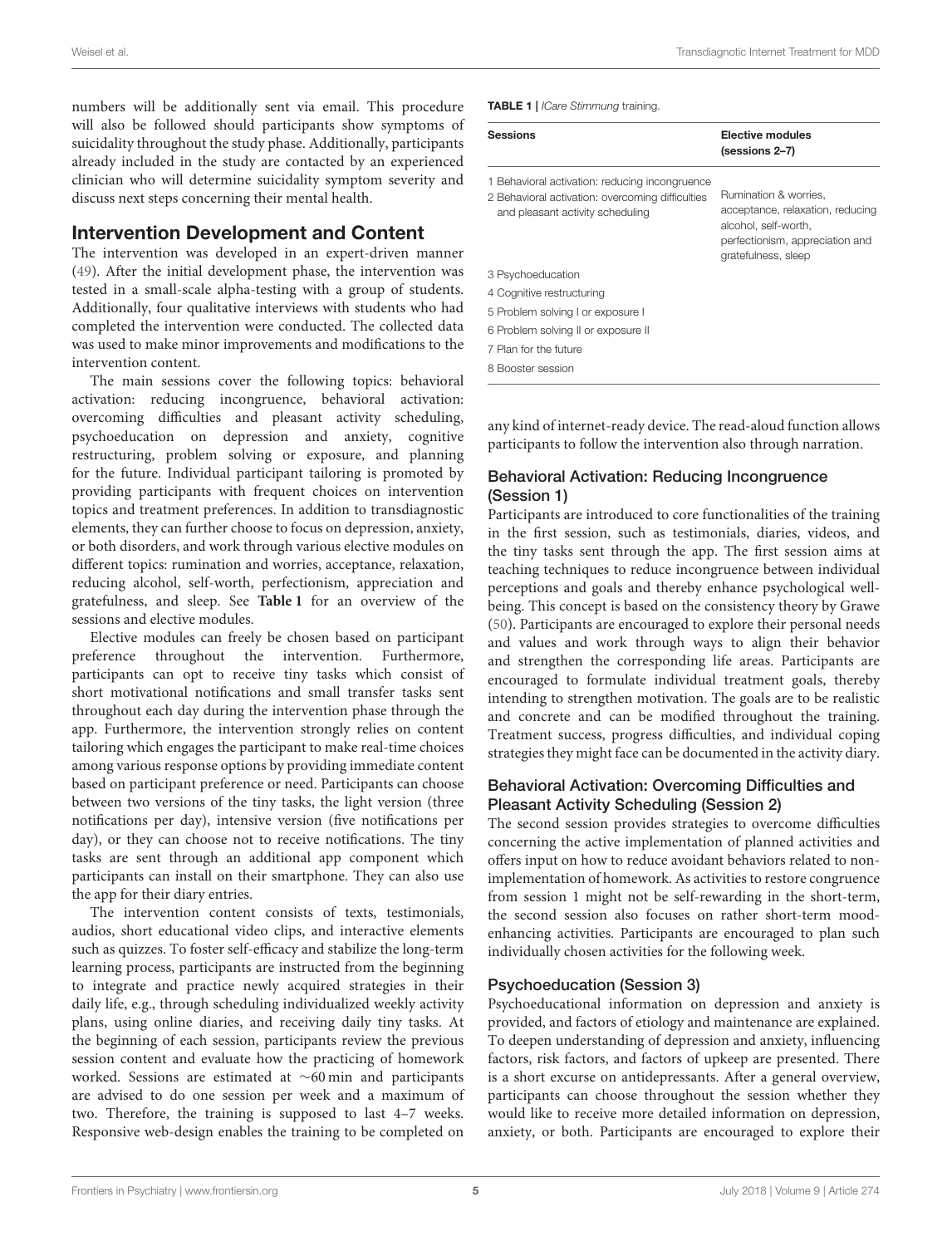numbers will be additionally sent via email. This procedure will also be followed should participants show symptoms of suicidality throughout the study phase. Additionally, participants already included in the study are contacted by an experienced clinician who will determine suicidality symptom severity and discuss next steps concerning their mental health.

## Intervention Development and Content

The intervention was developed in an expert-driven manner (49). After the initial development phase, the intervention was tested in a small-scale alpha-testing with a group of students. Additionally, four qualitative interviews with students who had completed the intervention were conducted. The collected data was used to make minor improvements and modifications to the intervention content.

The main sessions cover the following topics: behavioral activation: reducing incongruence, behavioral activation: overcoming difficulties and pleasant activity scheduling, psychoeducation on depression and anxiety, cognitive restructuring, problem solving or exposure, and planning for the future. Individual participant tailoring is promoted by providing participants with frequent choices on intervention topics and treatment preferences. In addition to transdiagnostic elements, they can further choose to focus on depression, anxiety, or both disorders, and work through various elective modules on different topics: rumination and worries, acceptance, relaxation, reducing alcohol, self-worth, perfectionism, appreciation and gratefulness, and sleep. See **Table 1** for an overview of the sessions and elective modules.

Elective modules can freely be chosen based on participant preference throughout the intervention. Furthermore, participants can opt to receive tiny tasks which consist of short motivational notifications and small transfer tasks sent throughout each day during the intervention phase through the app. Furthermore, the intervention strongly relies on content tailoring which engages the participant to make real-time choices among various response options by providing immediate content based on participant preference or need. Participants can choose between two versions of the tiny tasks, the light version (three notifications per day), intensive version (five notifications per day), or they can choose not to receive notifications. The tiny tasks are sent through an additional app component which participants can install on their smartphone. They can also use the app for their diary entries.

The intervention content consists of texts, testimonials, audios, short educational video clips, and interactive elements such as quizzes. To foster self-efficacy and stabilize the long-term learning process, participants are instructed from the beginning to integrate and practice newly acquired strategies in their daily life, e.g., through scheduling individualized weekly activity plans, using online diaries, and receiving daily tiny tasks. At the beginning of each session, participants review the previous session content and evaluate how the practicing of homework worked. Sessions are estimated at ∼60 min and participants are advised to do one session per week and a maximum of two. Therefore, the training is supposed to last 4–7 weeks. Responsive web-design enables the training to be completed on any kind of internet-ready device. The read-aloud function allows participants to follow the intervention also through narration.

**TABLE 1** | *ICare Stimmung* training.

| Sessions | Elective modules (sessions 2–7) |
|---|---|
| 1 Behavioral activation: reducing incongruence<br>2 Behavioral activation: overcoming difficulties and pleasant activity scheduling | Rumination & worries, acceptance, relaxation, reducing alcohol, self-worth, perfectionism, appreciation and gratefulness, sleep |
| 3 Psychoeducation | |
| 4 Cognitive restructuring | |
| 5 Problem solving I or exposure I | |
| 6 Problem solving II or exposure II | |
| 7 Plan for the future | |
| 8 Booster session | |

### Behavioral Activation: Reducing Incongruence (Session 1)

Participants are introduced to core functionalities of the training in the first session, such as testimonials, diaries, videos, and the tiny tasks sent through the app. The first session aims at teaching techniques to reduce incongruence between individual perceptions and goals and thereby enhance psychological well-being. This concept is based on the consistency theory by Grawe (50). Participants are encouraged to explore their personal needs and values and work through ways to align their behavior and strengthen the corresponding life areas. Participants are encouraged to formulate individual treatment goals, thereby intending to strengthen motivation. The goals are to be realistic and concrete and can be modified throughout the training. Treatment success, progress difficulties, and individual coping strategies they might face can be documented in the activity diary.

### Behavioral Activation: Overcoming Difficulties and Pleasant Activity Scheduling (Session 2)

The second session provides strategies to overcome difficulties concerning the active implementation of planned activities and offers input on how to reduce avoidant behaviors related to non-implementation of homework. As activities to restore congruence from session 1 might not be self-rewarding in the short-term, the second session also focuses on rather short-term mood-enhancing activities. Participants are encouraged to plan such individually chosen activities for the following week.

### Psychoeducation (Session 3)

Psychoeducational information on depression and anxiety is provided, and factors of etiology and maintenance are explained. To deepen understanding of depression and anxiety, influencing factors, risk factors, and factors of upkeep are presented. There is a short excurse on antidepressants. After a general overview, participants can choose throughout the session whether they would like to receive more detailed information on depression, anxiety, or both. Participants are encouraged to explore their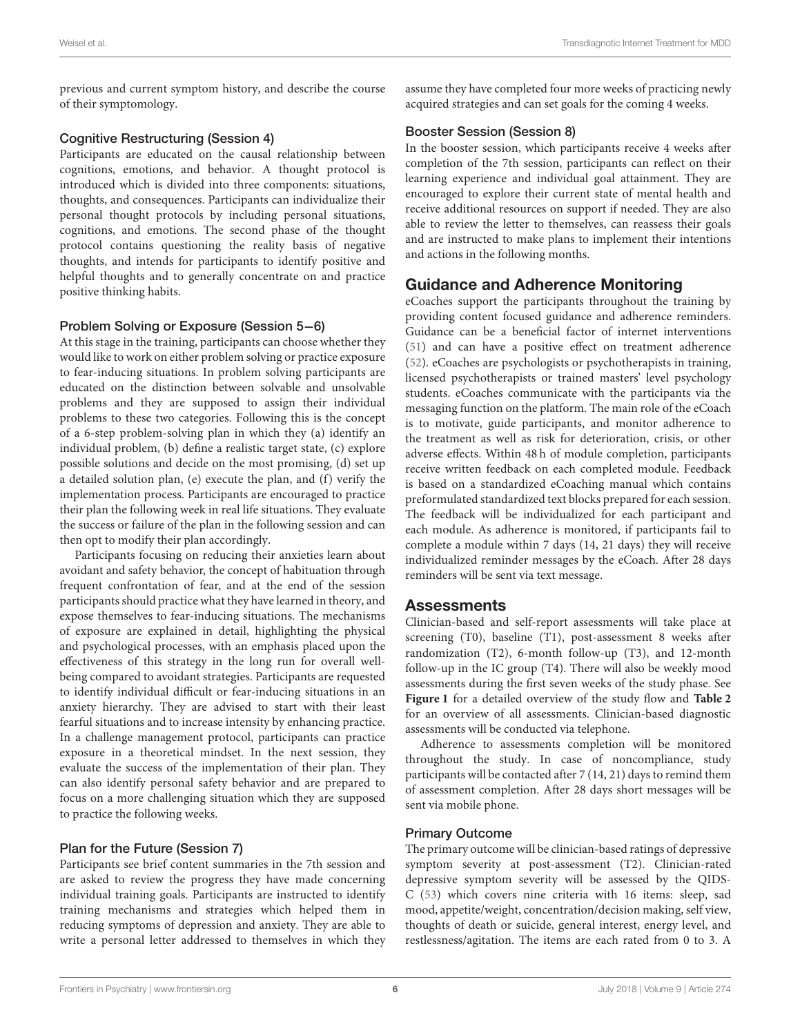previous and current symptom history, and describe the course of their symptomology.

### Cognitive Restructuring (Session 4)

Participants are educated on the causal relationship between cognitions, emotions, and behavior. A thought protocol is introduced which is divided into three components: situations, thoughts, and consequences. Participants can individualize their personal thought protocols by including personal situations, cognitions, and emotions. The second phase of the thought protocol contains questioning the reality basis of negative thoughts, and intends for participants to identify positive and helpful thoughts and to generally concentrate on and practice positive thinking habits.

### Problem Solving or Exposure (Session 5–6)

At this stage in the training, participants can choose whether they would like to work on either problem solving or practice exposure to fear-inducing situations. In problem solving participants are educated on the distinction between solvable and unsolvable problems and they are supposed to assign their individual problems to these two categories. Following this is the concept of a 6-step problem-solving plan in which they (a) identify an individual problem, (b) define a realistic target state, (c) explore possible solutions and decide on the most promising, (d) set up a detailed solution plan, (e) execute the plan, and (f) verify the implementation process. Participants are encouraged to practice their plan the following week in real life situations. They evaluate the success or failure of the plan in the following session and can then opt to modify their plan accordingly.

Participants focusing on reducing their anxieties learn about avoidant and safety behavior, the concept of habituation through frequent confrontation of fear, and at the end of the session participants should practice what they have learned in theory, and expose themselves to fear-inducing situations. The mechanisms of exposure are explained in detail, highlighting the physical and psychological processes, with an emphasis placed upon the effectiveness of this strategy in the long run for overall well-being compared to avoidant strategies. Participants are requested to identify individual difficult or fear-inducing situations in an anxiety hierarchy. They are advised to start with their least fearful situations and to increase intensity by enhancing practice. In a challenge management protocol, participants can practice exposure in a theoretical mindset. In the next session, they evaluate the success of the implementation of their plan. They can also identify personal safety behavior and are prepared to focus on a more challenging situation which they are supposed to practice the following weeks.

### Plan for the Future (Session 7)

Participants see brief content summaries in the 7th session and are asked to review the progress they have made concerning individual training goals. Participants are instructed to identify training mechanisms and strategies which helped them in reducing symptoms of depression and anxiety. They are able to write a personal letter addressed to themselves in which they assume they have completed four more weeks of practicing newly acquired strategies and can set goals for the coming 4 weeks.

### Booster Session (Session 8)

In the booster session, which participants receive 4 weeks after completion of the 7th session, participants can reflect on their learning experience and individual goal attainment. They are encouraged to explore their current state of mental health and receive additional resources on support if needed. They are also able to review the letter to themselves, can reassess their goals and are instructed to make plans to implement their intentions and actions in the following months.

## Guidance and Adherence Monitoring

eCoaches support the participants throughout the training by providing content focused guidance and adherence reminders. Guidance can be a beneficial factor of internet interventions (51) and can have a positive effect on treatment adherence (52). eCoaches are psychologists or psychotherapists in training, licensed psychotherapists or trained masters' level psychology students. eCoaches communicate with the participants via the messaging function on the platform. The main role of the eCoach is to motivate, guide participants, and monitor adherence to the treatment as well as risk for deterioration, crisis, or other adverse effects. Within 48 h of module completion, participants receive written feedback on each completed module. Feedback is based on a standardized eCoaching manual which contains preformulated standardized text blocks prepared for each session. The feedback will be individualized for each participant and each module. As adherence is monitored, if participants fail to complete a module within 7 days (14, 21 days) they will receive individualized reminder messages by the eCoach. After 28 days reminders will be sent via text message.

## Assessments

Clinician-based and self-report assessments will take place at screening (T0), baseline (T1), post-assessment 8 weeks after randomization (T2), 6-month follow-up (T3), and 12-month follow-up in the IC group (T4). There will also be weekly mood assessments during the first seven weeks of the study phase. See **Figure 1** for a detailed overview of the study flow and **Table 2** for an overview of all assessments. Clinician-based diagnostic assessments will be conducted via telephone.

Adherence to assessments completion will be monitored throughout the study. In case of noncompliance, study participants will be contacted after 7 (14, 21) days to remind them of assessment completion. After 28 days short messages will be sent via mobile phone.

### Primary Outcome

The primary outcome will be clinician-based ratings of depressive symptom severity at post-assessment (T2). Clinician-rated depressive symptom severity will be assessed by the QIDS-C (53) which covers nine criteria with 16 items: sleep, sad mood, appetite/weight, concentration/decision making, self view, thoughts of death or suicide, general interest, energy level, and restlessness/agitation. The items are each rated from 0 to 3. A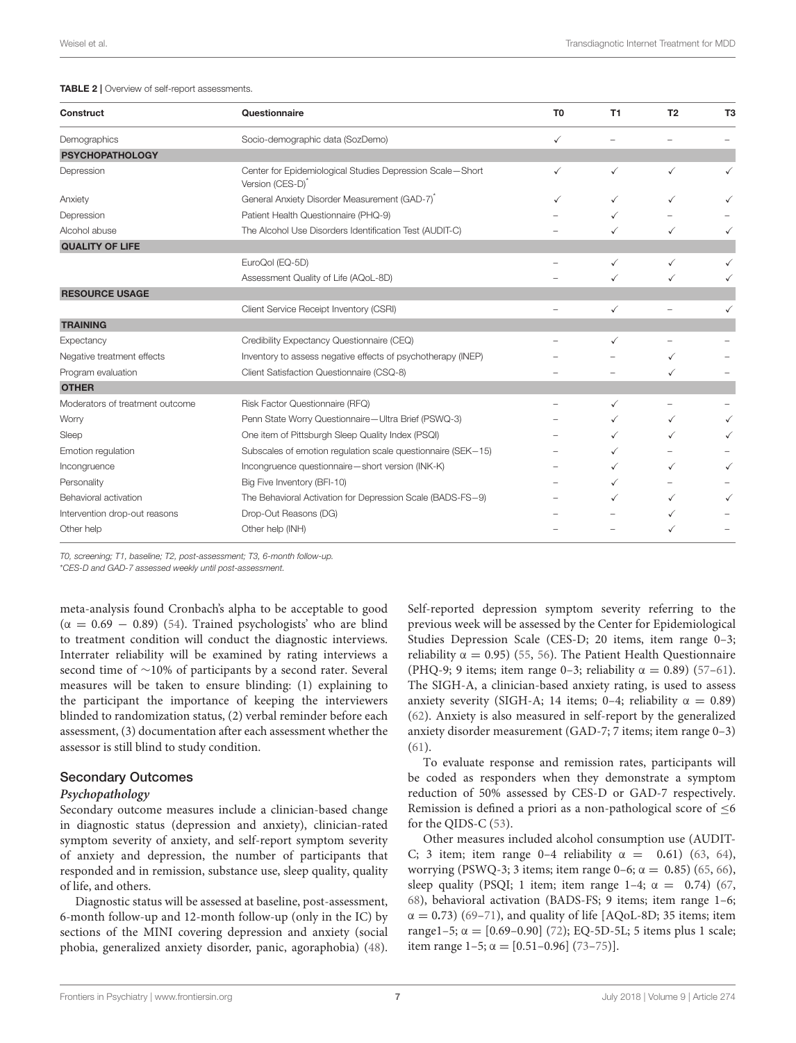**TABLE 2 |** Overview of self-report assessments.

| Construct | Questionnaire | T0 | T1 | T2 | T3 |
|---|---|---|---|---|---|
| Demographics | Socio-demographic data (SozDemo) | ✓ | – | – | – |
| **PSYCHOPATHOLOGY** | | | | | |
| Depression | Center for Epidemiological Studies Depression Scale—Short Version (CES-D)* | ✓ | ✓ | ✓ | ✓ |
| Anxiety | General Anxiety Disorder Measurement (GAD-7)* | ✓ | ✓ | ✓ | ✓ |
| Depression | Patient Health Questionnaire (PHQ-9) | – | ✓ | – | – |
| Alcohol abuse | The Alcohol Use Disorders Identification Test (AUDIT-C) | – | ✓ | ✓ | ✓ |
| **QUALITY OF LIFE** | | | | | |
| | EuroQol (EQ-5D) | – | ✓ | ✓ | ✓ |
| | Assessment Quality of Life (AQoL-8D) | – | ✓ | ✓ | ✓ |
| **RESOURCE USAGE** | | | | | |
| | Client Service Receipt Inventory (CSRI) | – | ✓ | – | ✓ |
| **TRAINING** | | | | | |
| Expectancy | Credibility Expectancy Questionnaire (CEQ) | – | ✓ | – | – |
| Negative treatment effects | Inventory to assess negative effects of psychotherapy (INEP) | – | – | ✓ | – |
| Program evaluation | Client Satisfaction Questionnaire (CSQ-8) | – | – | ✓ | – |
| **OTHER** | | | | | |
| Moderators of treatment outcome | Risk Factor Questionnaire (RFQ) | – | ✓ | – | – |
| Worry | Penn State Worry Questionnaire—Ultra Brief (PSWQ-3) | – | ✓ | ✓ | ✓ |
| Sleep | One item of Pittsburgh Sleep Quality Index (PSQI) | – | ✓ | ✓ | ✓ |
| Emotion regulation | Subscales of emotion regulation scale questionnaire (SEK−15) | – | ✓ | – | – |
| Incongruence | Incongruence questionnaire—short version (INK-K) | – | ✓ | ✓ | ✓ |
| Personality | Big Five Inventory (BFI-10) | – | ✓ | – | – |
| Behavioral activation | The Behavioral Activation for Depression Scale (BADS-FS−9) | – | ✓ | ✓ | ✓ |
| Intervention drop-out reasons | Drop-Out Reasons (DG) | – | – | ✓ | – |
| Other help | Other help (INH) | – | – | ✓ | – |

*T0, screening; T1, baseline; T2, post-assessment; T3, 6-month follow-up.*
*\*CES-D and GAD-7 assessed weekly until post-assessment.*

meta-analysis found Cronbach's alpha to be acceptable to good ($\alpha = 0.69 - 0.89$) (54). Trained psychologists' who are blind to treatment condition will conduct the diagnostic interviews. Interrater reliability will be examined by rating interviews a second time of ~10% of participants by a second rater. Several measures will be taken to ensure blinding: (1) explaining to the participant the importance of keeping the interviewers blinded to randomization status, (2) verbal reminder before each assessment, (3) documentation after each assessment whether the assessor is still blind to study condition.

## Secondary Outcomes

### *Psychopathology*

Secondary outcome measures include a clinician-based change in diagnostic status (depression and anxiety), clinician-rated symptom severity of anxiety, and self-report symptom severity of anxiety and depression, the number of participants that responded and in remission, substance use, sleep quality, quality of life, and others.

Diagnostic status will be assessed at baseline, post-assessment, 6-month follow-up and 12-month follow-up (only in the IC) by sections of the MINI covering depression and anxiety (social phobia, generalized anxiety disorder, panic, agoraphobia) (48). Self-reported depression symptom severity referring to the previous week will be assessed by the Center for Epidemiological Studies Depression Scale (CES-D; 20 items, item range 0–3; reliability $\alpha = 0.95$) (55, 56). The Patient Health Questionnaire (PHQ-9; 9 items; item range 0–3; reliability $\alpha = 0.89$) (57–61). The SIGH-A, a clinician-based anxiety rating, is used to assess anxiety severity (SIGH-A; 14 items; 0–4; reliability $\alpha = 0.89$) (62). Anxiety is also measured in self-report by the generalized anxiety disorder measurement (GAD-7; 7 items; item range 0–3) (61).

To evaluate response and remission rates, participants will be coded as responders when they demonstrate a symptom reduction of 50% assessed by CES-D or GAD-7 respectively. Remission is defined a priori as a non-pathological score of $\leq 6$ for the QIDS-C (53).

Other measures included alcohol consumption use (AUDIT-C; 3 item; item range 0–4 reliability $\alpha = 0.61$) (63, 64), worrying (PSWQ-3; 3 items; item range 0–6; $\alpha = 0.85$) (65, 66), sleep quality (PSQI; 1 item; item range 1–4; $\alpha = 0.74$) (67, 68), behavioral activation (BADS-FS; 9 items; item range 1–6; $\alpha = 0.73$) (69–71), and quality of life [AQoL-8D; 35 items; item range1–5; $\alpha = [0.69–0.90]$ (72); EQ-5D-5L; 5 items plus 1 scale; item range 1–5; $\alpha = [0.51–0.96]$ (73–75)].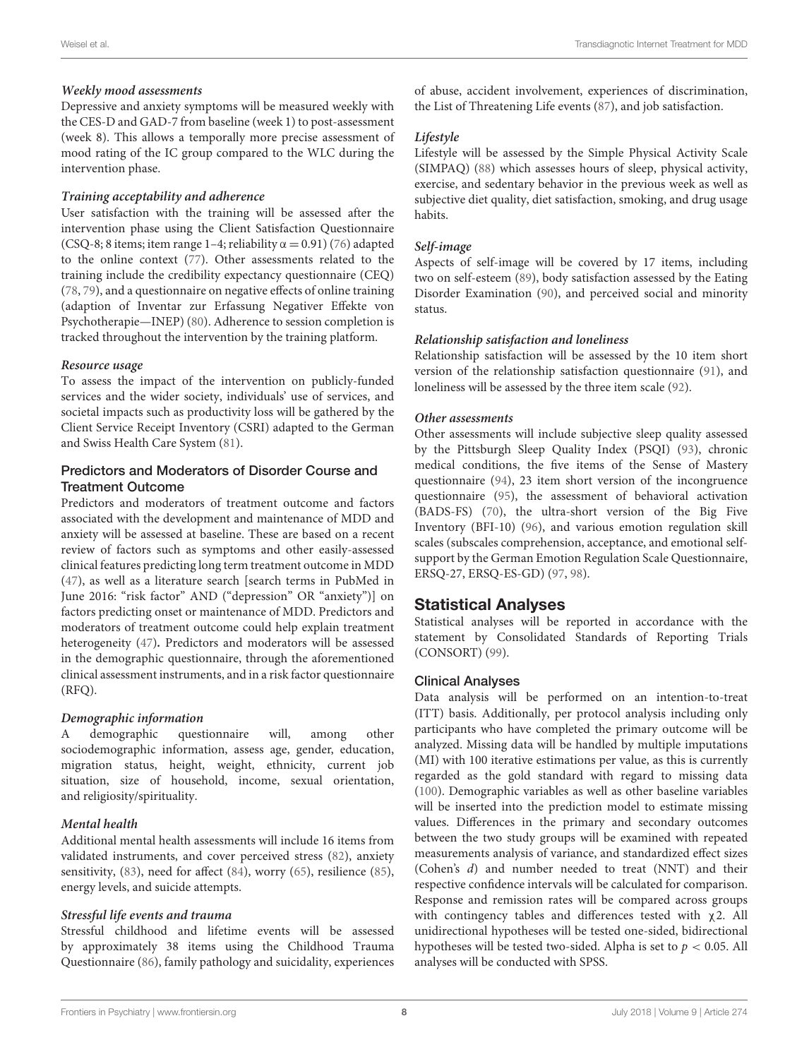#### *Weekly mood assessments*

Depressive and anxiety symptoms will be measured weekly with the CES-D and GAD-7 from baseline (week 1) to post-assessment (week 8). This allows a temporally more precise assessment of mood rating of the IC group compared to the WLC during the intervention phase.

#### *Training acceptability and adherence*

User satisfaction with the training will be assessed after the intervention phase using the Client Satisfaction Questionnaire (CSQ-8; 8 items; item range 1–4; reliability $\alpha = 0.91$) (76) adapted to the online context (77). Other assessments related to the training include the credibility expectancy questionnaire (CEQ) (78, 79), and a questionnaire on negative effects of online training (adaption of Inventar zur Erfassung Negativer Effekte von Psychotherapie—INEP) (80). Adherence to session completion is tracked throughout the intervention by the training platform.

#### *Resource usage*

To assess the impact of the intervention on publicly-funded services and the wider society, individuals' use of services, and societal impacts such as productivity loss will be gathered by the Client Service Receipt Inventory (CSRI) adapted to the German and Swiss Health Care System (81).

### Predictors and Moderators of Disorder Course and Treatment Outcome

Predictors and moderators of treatment outcome and factors associated with the development and maintenance of MDD and anxiety will be assessed at baseline. These are based on a recent review of factors such as symptoms and other easily-assessed clinical features predicting long term treatment outcome in MDD (47), as well as a literature search [search terms in PubMed in June 2016: "risk factor" AND ("depression" OR "anxiety")] on factors predicting onset or maintenance of MDD. Predictors and moderators of treatment outcome could help explain treatment heterogeneity (47)**.** Predictors and moderators will be assessed in the demographic questionnaire, through the aforementioned clinical assessment instruments, and in a risk factor questionnaire (RFQ).

#### *Demographic information*

A demographic questionnaire will, among other sociodemographic information, assess age, gender, education, migration status, height, weight, ethnicity, current job situation, size of household, income, sexual orientation, and religiosity/spirituality.

#### *Mental health*

Additional mental health assessments will include 16 items from validated instruments, and cover perceived stress (82), anxiety sensitivity, (83), need for affect (84), worry (65), resilience (85), energy levels, and suicide attempts.

#### *Stressful life events and trauma*

Stressful childhood and lifetime events will be assessed by approximately 38 items using the Childhood Trauma Questionnaire (86), family pathology and suicidality, experiences of abuse, accident involvement, experiences of discrimination, the List of Threatening Life events (87), and job satisfaction.

#### *Lifestyle*

Lifestyle will be assessed by the Simple Physical Activity Scale (SIMPAQ) (88) which assesses hours of sleep, physical activity, exercise, and sedentary behavior in the previous week as well as subjective diet quality, diet satisfaction, smoking, and drug usage habits.

#### *Self-image*

Aspects of self-image will be covered by 17 items, including two on self-esteem (89), body satisfaction assessed by the Eating Disorder Examination (90), and perceived social and minority status.

#### *Relationship satisfaction and loneliness*

Relationship satisfaction will be assessed by the 10 item short version of the relationship satisfaction questionnaire (91), and loneliness will be assessed by the three item scale (92).

#### *Other assessments*

Other assessments will include subjective sleep quality assessed by the Pittsburgh Sleep Quality Index (PSQI) (93), chronic medical conditions, the five items of the Sense of Mastery questionnaire (94), 23 item short version of the incongruence questionnaire (95), the assessment of behavioral activation (BADS-FS) (70), the ultra-short version of the Big Five Inventory (BFI-10) (96), and various emotion regulation skill scales (subscales comprehension, acceptance, and emotional self-support by the German Emotion Regulation Scale Questionnaire, ERSQ-27, ERSQ-ES-GD) (97, 98).

## Statistical Analyses

Statistical analyses will be reported in accordance with the statement by Consolidated Standards of Reporting Trials (CONSORT) (99).

### Clinical Analyses

Data analysis will be performed on an intention-to-treat (ITT) basis. Additionally, per protocol analysis including only participants who have completed the primary outcome will be analyzed. Missing data will be handled by multiple imputations (MI) with 100 iterative estimations per value, as this is currently regarded as the gold standard with regard to missing data (100). Demographic variables as well as other baseline variables will be inserted into the prediction model to estimate missing values. Differences in the primary and secondary outcomes between the two study groups will be examined with repeated measurements analysis of variance, and standardized effect sizes (Cohen's $d$) and number needed to treat (NNT) and their respective confidence intervals will be calculated for comparison. Response and remission rates will be compared across groups with contingency tables and differences tested with $\chi 2$. All unidirectional hypotheses will be tested one-sided, bidirectional hypotheses will be tested two-sided. Alpha is set to $p < 0.05$. All analyses will be conducted with SPSS.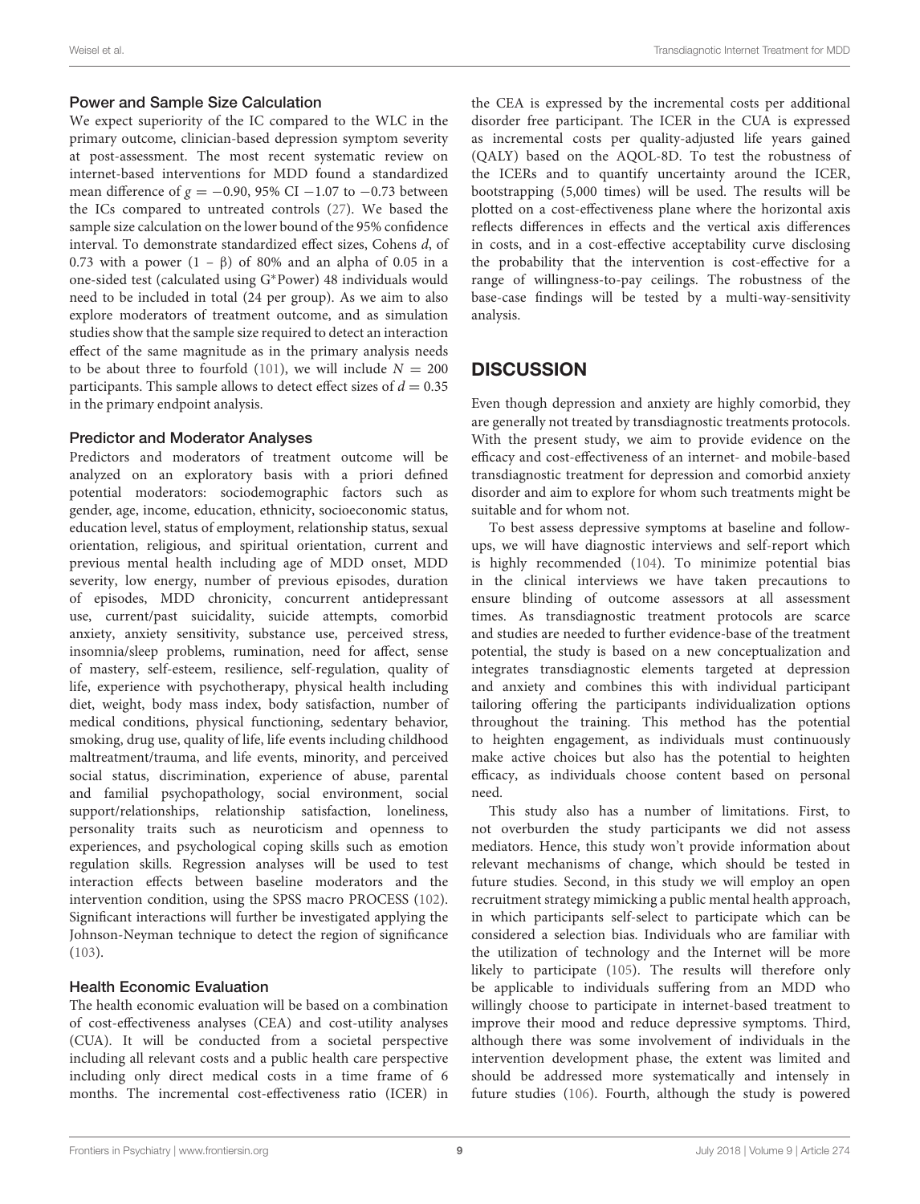### Power and Sample Size Calculation

We expect superiority of the IC compared to the WLC in the primary outcome, clinician-based depression symptom severity at post-assessment. The most recent systematic review on internet-based interventions for MDD found a standardized mean difference of $g = -0.90$, 95% CI $-1.07$ to $-0.73$ between the ICs compared to untreated controls (27). We based the sample size calculation on the lower bound of the 95% confidence interval. To demonstrate standardized effect sizes, Cohens *d*, of 0.73 with a power ($1 - \beta$) of 80% and an alpha of 0.05 in a one-sided test (calculated using G*Power) 48 individuals would need to be included in total (24 per group). As we aim to also explore moderators of treatment outcome, and as simulation studies show that the sample size required to detect an interaction effect of the same magnitude as in the primary analysis needs to be about three to fourfold (101), we will include $N = 200$ participants. This sample allows to detect effect sizes of $d = 0.35$ in the primary endpoint analysis.

### Predictor and Moderator Analyses

Predictors and moderators of treatment outcome will be analyzed on an exploratory basis with a priori defined potential moderators: sociodemographic factors such as gender, age, income, education, ethnicity, socioeconomic status, education level, status of employment, relationship status, sexual orientation, religious, and spiritual orientation, current and previous mental health including age of MDD onset, MDD severity, low energy, number of previous episodes, duration of episodes, MDD chronicity, concurrent antidepressant use, current/past suicidality, suicide attempts, comorbid anxiety, anxiety sensitivity, substance use, perceived stress, insomnia/sleep problems, rumination, need for affect, sense of mastery, self-esteem, resilience, self-regulation, quality of life, experience with psychotherapy, physical health including diet, weight, body mass index, body satisfaction, number of medical conditions, physical functioning, sedentary behavior, smoking, drug use, quality of life, life events including childhood maltreatment/trauma, and life events, minority, and perceived social status, discrimination, experience of abuse, parental and familial psychopathology, social environment, social support/relationships, relationship satisfaction, loneliness, personality traits such as neuroticism and openness to experiences, and psychological coping skills such as emotion regulation skills. Regression analyses will be used to test interaction effects between baseline moderators and the intervention condition, using the SPSS macro PROCESS (102). Significant interactions will further be investigated applying the Johnson-Neyman technique to detect the region of significance (103).

### Health Economic Evaluation

The health economic evaluation will be based on a combination of cost-effectiveness analyses (CEA) and cost-utility analyses (CUA). It will be conducted from a societal perspective including all relevant costs and a public health care perspective including only direct medical costs in a time frame of 6 months. The incremental cost-effectiveness ratio (ICER) in the CEA is expressed by the incremental costs per additional disorder free participant. The ICER in the CUA is expressed as incremental costs per quality-adjusted life years gained (QALY) based on the AQOL-8D. To test the robustness of the ICERs and to quantify uncertainty around the ICER, bootstrapping (5,000 times) will be used. The results will be plotted on a cost-effectiveness plane where the horizontal axis reflects differences in effects and the vertical axis differences in costs, and in a cost-effective acceptability curve disclosing the probability that the intervention is cost-effective for a range of willingness-to-pay ceilings. The robustness of the base-case findings will be tested by a multi-way-sensitivity analysis.

## DISCUSSION

Even though depression and anxiety are highly comorbid, they are generally not treated by transdiagnostic treatments protocols. With the present study, we aim to provide evidence on the efficacy and cost-effectiveness of an internet- and mobile-based transdiagnostic treatment for depression and comorbid anxiety disorder and aim to explore for whom such treatments might be suitable and for whom not.

To best assess depressive symptoms at baseline and follow-ups, we will have diagnostic interviews and self-report which is highly recommended (104). To minimize potential bias in the clinical interviews we have taken precautions to ensure blinding of outcome assessors at all assessment times. As transdiagnostic treatment protocols are scarce and studies are needed to further evidence-base of the treatment potential, the study is based on a new conceptualization and integrates transdiagnostic elements targeted at depression and anxiety and combines this with individual participant tailoring offering the participants individualization options throughout the training. This method has the potential to heighten engagement, as individuals must continuously make active choices but also has the potential to heighten efficacy, as individuals choose content based on personal need.

This study also has a number of limitations. First, to not overburden the study participants we did not assess mediators. Hence, this study won't provide information about relevant mechanisms of change, which should be tested in future studies. Second, in this study we will employ an open recruitment strategy mimicking a public mental health approach, in which participants self-select to participate which can be considered a selection bias. Individuals who are familiar with the utilization of technology and the Internet will be more likely to participate (105). The results will therefore only be applicable to individuals suffering from an MDD who willingly choose to participate in internet-based treatment to improve their mood and reduce depressive symptoms. Third, although there was some involvement of individuals in the intervention development phase, the extent was limited and should be addressed more systematically and intensely in future studies (106). Fourth, although the study is powered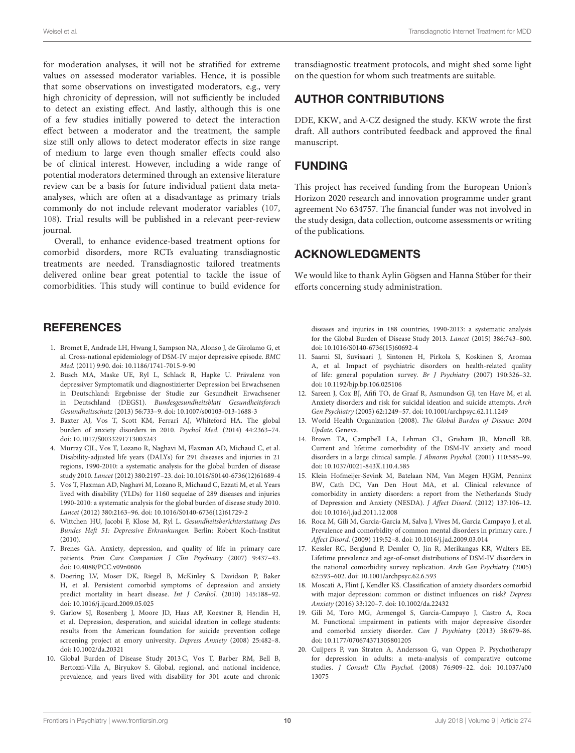for moderation analyses, it will not be stratified for extreme values on assessed moderator variables. Hence, it is possible that some observations on investigated moderators, e.g., very high chronicity of depression, will not sufficiently be included to detect an existing effect. And lastly, although this is one of a few studies initially powered to detect the interaction effect between a moderator and the treatment, the sample size still only allows to detect moderator effects in size range of medium to large even though smaller effects could also be of clinical interest. However, including a wide range of potential moderators determined through an extensive literature review can be a basis for future individual patient data meta-analyses, which are often at a disadvantage as primary trials commonly do not include relevant moderator variables (107, 108). Trial results will be published in a relevant peer-review journal.

Overall, to enhance evidence-based treatment options for comorbid disorders, more RCTs evaluating transdiagnostic treatments are needed. Transdiagnostic tailored treatments delivered online bear great potential to tackle the issue of comorbidities. This study will continue to build evidence for transdiagnostic treatment protocols, and might shed some light on the question for whom such treatments are suitable.

## AUTHOR CONTRIBUTIONS

DDE, KKW, and A-CZ designed the study. KKW wrote the first draft. All authors contributed feedback and approved the final manuscript.

## FUNDING

This project has received funding from the European Union's Horizon 2020 research and innovation programme under grant agreement No 634757. The financial funder was not involved in the study design, data collection, outcome assessments or writing of the publications.

## ACKNOWLEDGMENTS

We would like to thank Aylin Gögsen and Hanna Stüber for their efforts concerning study administration.

## REFERENCES

1. Bromet E, Andrade LH, Hwang I, Sampson NA, Alonso J, de Girolamo G, et al. Cross-national epidemiology of DSM-IV major depressive episode. *BMC Med.* (2011) 9:90. doi: 10.1186/1741-7015-9-90
2. Busch MA, Maske UE, Ryl L, Schlack R, Hapke U. Prävalenz von depressiver Symptomatik und diagnostizierter Depression bei Erwachsenen in Deutschland: Ergebnisse der Studie zur Gesundheit Erwachsener in Deutschland (DEGS1). *Bundesgesundheitsblatt Gesundheitsforsch Gesundheitsschutz* (2013) 56:733–9. doi: 10.1007/s00103-013-1688-3
3. Baxter AJ, Vos T, Scott KM, Ferrari AJ, Whiteford HA. The global burden of anxiety disorders in 2010. *Psychol Med.* (2014) 44:2363–74. doi: 10.1017/S0033291713003243
4. Murray CJL, Vos T, Lozano R, Naghavi M, Flaxman AD, Michaud C, et al. Disability-adjusted life years (DALYs) for 291 diseases and injuries in 21 regions, 1990-2010: a systematic analysis for the global burden of disease study 2010. *Lancet* (2012) 380:2197–223. doi: 10.1016/S0140-6736(12)61689-4
5. Vos T, Flaxman AD, Naghavi M, Lozano R, Michaud C, Ezzati M, et al. Years lived with disability (YLDs) for 1160 sequelae of 289 diseases and injuries 1990-2010: a systematic analysis for the global burden of disease study 2010. *Lancet* (2012) 380:2163–96. doi: 10.1016/S0140-6736(12)61729-2
6. Wittchen HU, Jacobi F, Klose M, Ryl L. *Gesundheitsberichterstattung Des Bundes Heft 51: Depressive Erkrankungen*. Berlin: Robert Koch-Institut (2010).
7. Brenes GA. Anxiety, depression, and quality of life in primary care patients. *Prim Care Companion J Clin Psychiatry* (2007) 9:437–43. doi: 10.4088/PCC.v09n0606
8. Doering LV, Moser DK, Riegel B, McKinley S, Davidson P, Baker H, et al. Persistent comorbid symptoms of depression and anxiety predict mortality in heart disease. *Int J Cardiol.* (2010) 145:188–92. doi: 10.1016/j.ijcard.2009.05.025
9. Garlow SJ, Rosenberg J, Moore JD, Haas AP, Koestner B, Hendin H, et al. Depression, desperation, and suicidal ideation in college students: results from the American foundation for suicide prevention college screening project at emory university. *Depress Anxiety* (2008) 25:482–8. doi: 10.1002/da.20321
10. Global Burden of Disease Study 2013 C, Vos T, Barber RM, Bell B, Bertozzi-Villa A, Biryukov S. Global, regional, and national incidence, prevalence, and years lived with disability for 301 acute and chronic diseases and injuries in 188 countries, 1990-2013: a systematic analysis for the Global Burden of Disease Study 2013. *Lancet* (2015) 386:743–800. doi: 10.1016/S0140-6736(15)60692-4
11. Saarni SI, Suvisaari J, Sintonen H, Pirkola S, Koskinen S, Aromaa A, et al. Impact of psychiatric disorders on health-related quality of life: general population survey. *Br J Psychiatry* (2007) 190:326–32. doi: 10.1192/bjp.bp.106.025106
12. Sareen J, Cox BJ, Afifi TO, de Graaf R, Asmundson GJ, ten Have M, et al. Anxiety disorders and risk for suicidal ideation and suicide attempts. *Arch Gen Psychiatry* (2005) 62:1249–57. doi: 10.1001/archpsyc.62.11.1249
13. World Health Organization (2008). *The Global Burden of Disease: 2004 Update*. Geneva.
14. Brown TA, Campbell LA, Lehman CL, Grisham JR, Mancill RB. Current and lifetime comorbidity of the DSM-IV anxiety and mood disorders in a large clinical sample. *J Abnorm Psychol.* (2001) 110:585–99. doi: 10.1037/0021-843X.110.4.585
15. Klein Hofmeijer-Sevink M, Batelaan NM, Van Megen HJGM, Penninx BW, Cath DC, Van Den Hout MA, et al. Clinical relevance of comorbidity in anxiety disorders: a report from the Netherlands Study of Depression and Anxiety (NESDA). *J Affect Disord.* (2012) 137:106–12. doi: 10.1016/j.jad.2011.12.008
16. Roca M, Gili M, Garcia-Garcia M, Salva J, Vives M, Garcia Campayo J, et al. Prevalence and comorbidity of common mental disorders in primary care. *J Affect Disord.* (2009) 119:52–8. doi: 10.1016/j.jad.2009.03.014
17. Kessler RC, Berglund P, Demler O, Jin R, Merikangas KR, Walters EE. Lifetime prevalence and age-of-onset distributions of DSM-IV disorders in the national comorbidity survey replication. *Arch Gen Psychiatry* (2005) 62:593–602. doi: 10.1001/archpsyc.62.6.593
18. Moscati A, Flint J, Kendler KS. Classification of anxiety disorders comorbid with major depression: common or distinct influences on risk? *Depress Anxiety* (2016) 33:120–7. doi: 10.1002/da.22432
19. Gili M, Toro MG, Armengol S, Garcia-Campayo J, Castro A, Roca M. Functional impairment in patients with major depressive disorder and comorbid anxiety disorder. *Can J Psychiatry* (2013) 58:679–86. doi: 10.1177/070674371305801205
20. Cuijpers P, van Straten A, Andersson G, van Oppen P. Psychotherapy for depression in adults: a meta-analysis of comparative outcome studies. *J Consult Clin Psychol.* (2008) 76:909–22. doi: 10.1037/a0013075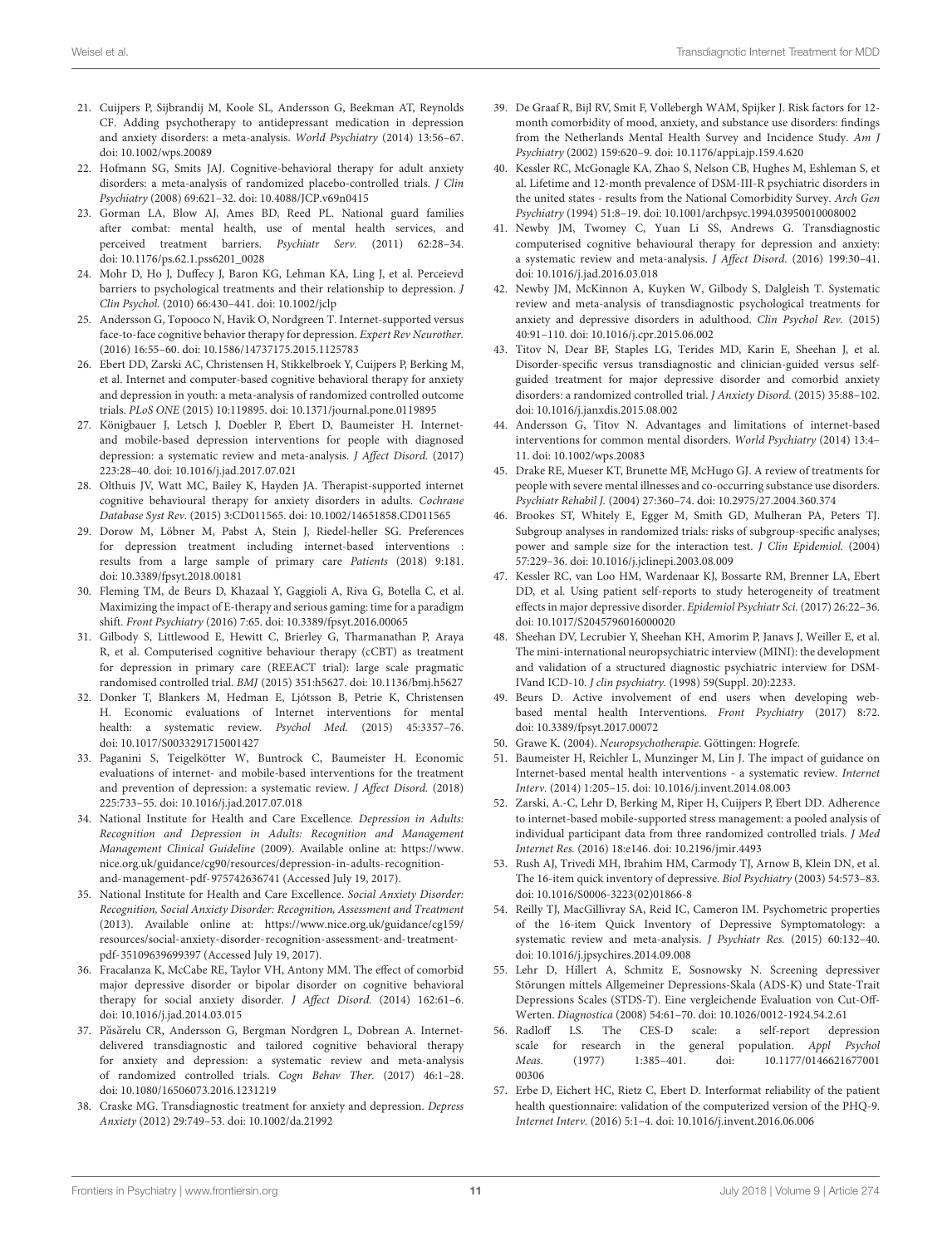21. Cuijpers P, Sijbrandij M, Koole SL, Andersson G, Beekman AT, Reynolds CF. Adding psychotherapy to antidepressant medication in depression and anxiety disorders: a meta-analysis. *World Psychiatry* (2014) 13:56–67. doi: 10.1002/wps.20089
22. Hofmann SG, Smits JAJ. Cognitive-behavioral therapy for adult anxiety disorders: a meta-analysis of randomized placebo-controlled trials. *J Clin Psychiatry* (2008) 69:621–32. doi: 10.4088/JCP.v69n0415
23. Gorman LA, Blow AJ, Ames BD, Reed PL. National guard families after combat: mental health, use of mental health services, and perceived treatment barriers. *Psychiatr Serv.* (2011) 62:28–34. doi: 10.1176/ps.62.1.pss6201_0028
24. Mohr D, Ho J, Duffecy J, Baron KG, Lehman KA, Ling J, et al. Perceievd barriers to psychological treatments and their relationship to depression. *J Clin Psychol.* (2010) 66:430–441. doi: 10.1002/jclp
25. Andersson G, Topooco N, Havik O, Nordgreen T. Internet-supported versus face-to-face cognitive behavior therapy for depression. *Expert Rev Neurother.* (2016) 16:55–60. doi: 10.1586/14737175.2015.1125783
26. Ebert DD, Zarski AC, Christensen H, Stikkelbroek Y, Cuijpers P, Berking M, et al. Internet and computer-based cognitive behavioral therapy for anxiety and depression in youth: a meta-analysis of randomized controlled outcome trials. *PLoS ONE* (2015) 10:119895. doi: 10.1371/journal.pone.0119895
27. Königbauer J, Letsch J, Doebler P, Ebert D, Baumeister H. Internet- and mobile-based depression interventions for people with diagnosed depression: a systematic review and meta-analysis. *J Affect Disord.* (2017) 223:28–40. doi: 10.1016/j.jad.2017.07.021
28. Olthuis JV, Watt MC, Bailey K, Hayden JA. Therapist-supported internet cognitive behavioural therapy for anxiety disorders in adults. *Cochrane Database Syst Rev.* (2015) 3:CD011565. doi: 10.1002/14651858.CD011565
29. Dorow M, Löbner M, Pabst A, Stein J, Riedel-heller SG. Preferences for depression treatment including internet-based interventions : results from a large sample of primary care *Patients* (2018) 9:181. doi: 10.3389/fpsyt.2018.00181
30. Fleming TM, de Beurs D, Khazaal Y, Gaggioli A, Riva G, Botella C, et al. Maximizing the impact of E-therapy and serious gaming: time for a paradigm shift. *Front Psychiatry* (2016) 7:65. doi: 10.3389/fpsyt.2016.00065
31. Gilbody S, Littlewood E, Hewitt C, Brierley G, Tharmanathan P, Araya R, et al. Computerised cognitive behaviour therapy (cCBT) as treatment for depression in primary care (REEACT trial): large scale pragmatic randomised controlled trial. *BMJ* (2015) 351:h5627. doi: 10.1136/bmj.h5627
32. Donker T, Blankers M, Hedman E, Ljótsson B, Petrie K, Christensen H. Economic evaluations of Internet interventions for mental health: a systematic review. *Psychol Med.* (2015) 45:3357–76. doi: 10.1017/S0033291715001427
33. Paganini S, Teigelkötter W, Buntrock C, Baumeister H. Economic evaluations of internet- and mobile-based interventions for the treatment and prevention of depression: a systematic review. *J Affect Disord.* (2018) 225:733–55. doi: 10.1016/j.jad.2017.07.018
34. National Institute for Health and Care Excellence. *Depression in Adults: Recognition and Depression in Adults: Recognition and Management Management Clinical Guideline* (2009). Available online at: https://www.nice.org.uk/guidance/cg90/resources/depression-in-adults-recognition-and-management-pdf-975742636741 (Accessed July 19, 2017).
35. National Institute for Health and Care Excellence. *Social Anxiety Disorder: Recognition, Social Anxiety Disorder: Recognition, Assessment and Treatment* (2013). Available online at: https://www.nice.org.uk/guidance/cg159/resources/social-anxiety-disorder-recognition-assessment-and-treatment-pdf-35109639699397 (Accessed July 19, 2017).
36. Fracalanza K, McCabe RE, Taylor VH, Antony MM. The effect of comorbid major depressive disorder or bipolar disorder on cognitive behavioral therapy for social anxiety disorder. *J Affect Disord.* (2014) 162:61–6. doi: 10.1016/j.jad.2014.03.015
37. Păsărelu CR, Andersson G, Bergman Nordgren L, Dobrean A. Internet-delivered transdiagnostic and tailored cognitive behavioral therapy for anxiety and depression: a systematic review and meta-analysis of randomized controlled trials. *Cogn Behav Ther.* (2017) 46:1–28. doi: 10.1080/16506073.2016.1231219
38. Craske MG. Transdiagnostic treatment for anxiety and depression. *Depress Anxiety* (2012) 29:749–53. doi: 10.1002/da.21992
39. De Graaf R, Bijl RV, Smit F, Vollebergh WAM, Spijker J. Risk factors for 12-month comorbidity of mood, anxiety, and substance use disorders: findings from the Netherlands Mental Health Survey and Incidence Study. *Am J Psychiatry* (2002) 159:620–9. doi: 10.1176/appi.ajp.159.4.620
40. Kessler RC, McGonagle KA, Zhao S, Nelson CB, Hughes M, Eshleman S, et al. Lifetime and 12-month prevalence of DSM-III-R psychiatric disorders in the united states - results from the National Comorbidity Survey. *Arch Gen Psychiatry* (1994) 51:8–19. doi: 10.1001/archpsyc.1994.03950010008002
41. Newby JM, Twomey C, Yuan Li SS, Andrews G. Transdiagnostic computerised cognitive behavioural therapy for depression and anxiety: a systematic review and meta-analysis. *J Affect Disord.* (2016) 199:30–41. doi: 10.1016/j.jad.2016.03.018
42. Newby JM, McKinnon A, Kuyken W, Gilbody S, Dalgleish T. Systematic review and meta-analysis of transdiagnostic psychological treatments for anxiety and depressive disorders in adulthood. *Clin Psychol Rev.* (2015) 40:91–110. doi: 10.1016/j.cpr.2015.06.002
43. Titov N, Dear BF, Staples LG, Terides MD, Karin E, Sheehan J, et al. Disorder-specific versus transdiagnostic and clinician-guided versus self-guided treatment for major depressive disorder and comorbid anxiety disorders: a randomized controlled trial. *J Anxiety Disord.* (2015) 35:88–102. doi: 10.1016/j.janxdis.2015.08.002
44. Andersson G, Titov N. Advantages and limitations of internet-based interventions for common mental disorders. *World Psychiatry* (2014) 13:4–11. doi: 10.1002/wps.20083
45. Drake RE, Mueser KT, Brunette MF, McHugo GJ. A review of treatments for people with severe mental illnesses and co-occurring substance use disorders. *Psychiatr Rehabil J.* (2004) 27:360–74. doi: 10.2975/27.2004.360.374
46. Brookes ST, Whitely E, Egger M, Smith GD, Mulheran PA, Peters TJ. Subgroup analyses in randomized trials: risks of subgroup-specific analyses; power and sample size for the interaction test. *J Clin Epidemiol.* (2004) 57:229–36. doi: 10.1016/j.jclinepi.2003.08.009
47. Kessler RC, van Loo HM, Wardenaar KJ, Bossarte RM, Brenner LA, Ebert DD, et al. Using patient self-reports to study heterogeneity of treatment effects in major depressive disorder. *Epidemiol Psychiatr Sci.* (2017) 26:22–36. doi: 10.1017/S2045796016000020
48. Sheehan DV, Lecrubier Y, Sheehan KH, Amorim P, Janavs J, Weiller E, et al. The mini-international neuropsychiatric interview (MINI): the development and validation of a structured diagnostic psychiatric interview for DSM-IVand ICD-10. *J clin psychiatry.* (1998) 59(Suppl. 20):2233.
49. Beurs D. Active involvement of end users when developing web-based mental health Interventions. *Front Psychiatry* (2017) 8:72. doi: 10.3389/fpsyt.2017.00072
50. Grawe K. (2004). *Neuropsychotherapie*. Göttingen: Hogrefe.
51. Baumeister H, Reichler L, Munzinger M, Lin J. The impact of guidance on Internet-based mental health interventions - a systematic review. *Internet Interv.* (2014) 1:205–15. doi: 10.1016/j.invent.2014.08.003
52. Zarski, A.-C, Lehr D, Berking M, Riper H, Cuijpers P, Ebert DD. Adherence to internet-based mobile-supported stress management: a pooled analysis of individual participant data from three randomized controlled trials. *J Med Internet Res.* (2016) 18:e146. doi: 10.2196/jmir.4493
53. Rush AJ, Trivedi MH, Ibrahim HM, Carmody TJ, Arnow B, Klein DN, et al. The 16-item quick inventory of depressive. *Biol Psychiatry* (2003) 54:573–83. doi: 10.1016/S0006-3223(02)01866-8
54. Reilly TJ, MacGillivray SA, Reid IC, Cameron IM. Psychometric properties of the 16-item Quick Inventory of Depressive Symptomatology: a systematic review and meta-analysis. *J Psychiatr Res.* (2015) 60:132–40. doi: 10.1016/j.jpsychires.2014.09.008
55. Lehr D, Hillert A, Schmitz E, Sosnowsky N. Screening depressiver Störungen mittels Allgemeiner Depressions-Skala (ADS-K) und State-Trait Depressions Scales (STDS-T). Eine vergleichende Evaluation von Cut-Off-Werten. *Diagnostica* (2008) 54:61–70. doi: 10.1026/0012-1924.54.2.61
56. Radloff LS. The CES-D scale: a self-report depression scale for research in the general population. *Appl Psychol Meas.* (1977) 1:385–401. doi: 10.1177/014662167700100306
57. Erbe D, Eichert HC, Rietz C, Ebert D. Interformat reliability of the patient health questionnaire: validation of the computerized version of the PHQ-9. *Internet Interv.* (2016) 5:1–4. doi: 10.1016/j.invent.2016.06.006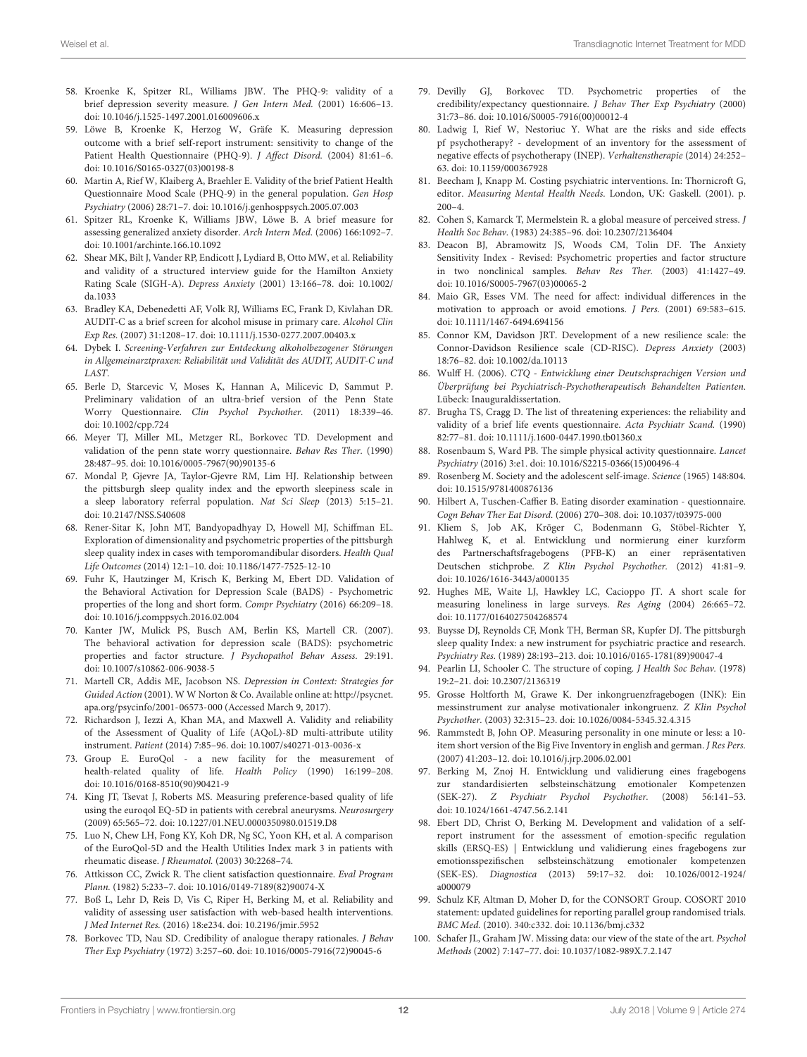58. Kroenke K, Spitzer RL, Williams JBW. The PHQ-9: validity of a brief depression severity measure. *J Gen Intern Med.* (2001) 16:606–13. doi: 10.1046/j.1525-1497.2001.016009606.x
59. Löwe B, Kroenke K, Herzog W, Gräfe K. Measuring depression outcome with a brief self-report instrument: sensitivity to change of the Patient Health Questionnaire (PHQ-9). *J Affect Disord.* (2004) 81:61–6. doi: 10.1016/S0165-0327(03)00198-8
60. Martin A, Rief W, Klaiberg A, Braehler E. Validity of the brief Patient Health Questionnaire Mood Scale (PHQ-9) in the general population. *Gen Hosp Psychiatry* (2006) 28:71–7. doi: 10.1016/j.genhosppsych.2005.07.003
61. Spitzer RL, Kroenke K, Williams JBW, Löwe B. A brief measure for assessing generalized anxiety disorder. *Arch Intern Med.* (2006) 166:1092–7. doi: 10.1001/archinte.166.10.1092
62. Shear MK, Bilt J, Vander RP, Endicott J, Lydiard B, Otto MW, et al. Reliability and validity of a structured interview guide for the Hamilton Anxiety Rating Scale (SIGH-A). *Depress Anxiety* (2001) 13:166–78. doi: 10.1002/da.1033
63. Bradley KA, Debenedetti AF, Volk RJ, Williams EC, Frank D, Kivlahan DR. AUDIT-C as a brief screen for alcohol misuse in primary care. *Alcohol Clin Exp Res.* (2007) 31:1208–17. doi: 10.1111/j.1530-0277.2007.00403.x
64. Dybek I. *Screening-Verfahren zur Entdeckung alkoholbezogener Störungen in Allgemeinarztpraxen: Reliabilität und Validität des AUDIT, AUDIT-C und LAST*.
65. Berle D, Starcevic V, Moses K, Hannan A, Milicevic D, Sammut P. Preliminary validation of an ultra-brief version of the Penn State Worry Questionnaire. *Clin Psychol Psychother.* (2011) 18:339–46. doi: 10.1002/cpp.724
66. Meyer TJ, Miller ML, Metzger RL, Borkovec TD. Development and validation of the penn state worry questionnaire. *Behav Res Ther.* (1990) 28:487–95. doi: 10.1016/0005-7967(90)90135-6
67. Mondal P, Gjevre JA, Taylor-Gjevre RM, Lim HJ. Relationship between the pittsburgh sleep quality index and the epworth sleepiness scale in a sleep laboratory referral population. *Nat Sci Sleep* (2013) 5:15–21. doi: 10.2147/NSS.S40608
68. Rener-Sitar K, John MT, Bandyopadhyay D, Howell MJ, Schiffman EL. Exploration of dimensionality and psychometric properties of the pittsburgh sleep quality index in cases with temporomandibular disorders. *Health Qual Life Outcomes* (2014) 12:1–10. doi: 10.1186/1477-7525-12-10
69. Fuhr K, Hautzinger M, Krisch K, Berking M, Ebert DD. Validation of the Behavioral Activation for Depression Scale (BADS) - Psychometric properties of the long and short form. *Compr Psychiatry* (2016) 66:209–18. doi: 10.1016/j.comppsych.2016.02.004
70. Kanter JW, Mulick PS, Busch AM, Berlin KS, Martell CR. (2007). The behavioral activation for depression scale (BADS): psychometric properties and factor structure. *J Psychopathol Behav Assess.* 29:191. doi: 10.1007/s10862-006-9038-5
71. Martell CR, Addis ME, Jacobson NS. *Depression in Context: Strategies for Guided Action* (2001). W W Norton & Co. Available online at: http://psycnet.apa.org/psycinfo/2001-06573-000 (Accessed March 9, 2017).
72. Richardson J, Iezzi A, Khan MA, and Maxwell A. Validity and reliability of the Assessment of Quality of Life (AQoL)-8D multi-attribute utility instrument. *Patient* (2014) 7:85–96. doi: 10.1007/s40271-013-0036-x
73. Group E. EuroQol - a new facility for the measurement of health-related quality of life. *Health Policy* (1990) 16:199–208. doi: 10.1016/0168-8510(90)90421-9
74. King JT, Tsevat J, Roberts MS. Measuring preference-based quality of life using the euroqol EQ-5D in patients with cerebral aneurysms. *Neurosurgery* (2009) 65:565–72. doi: 10.1227/01.NEU.0000350980.01519.D8
75. Luo N, Chew LH, Fong KY, Koh DR, Ng SC, Yoon KH, et al. A comparison of the EuroQol-5D and the Health Utilities Index mark 3 in patients with rheumatic disease. *J Rheumatol.* (2003) 30:2268–74.
76. Attkisson CC, Zwick R. The client satisfaction questionnaire. *Eval Program Plann.* (1982) 5:233–7. doi: 10.1016/0149-7189(82)90074-X
77. Boß L, Lehr D, Reis D, Vis C, Riper H, Berking M, et al. Reliability and validity of assessing user satisfaction with web-based health interventions. *J Med Internet Res.* (2016) 18:e234. doi: 10.2196/jmir.5952
78. Borkovec TD, Nau SD. Credibility of analogue therapy rationales. *J Behav Ther Exp Psychiatry* (1972) 3:257–60. doi: 10.1016/0005-7916(72)90045-6
79. Devilly GJ, Borkovec TD. Psychometric properties of the credibility/expectancy questionnaire. *J Behav Ther Exp Psychiatry* (2000) 31:73–86. doi: 10.1016/S0005-7916(00)00012-4
80. Ladwig I, Rief W, Nestoriuc Y. What are the risks and side effects pf psychotherapy? - development of an inventory for the assessment of negative effects of psychotherapy (INEP). *Verhaltenstherapie* (2014) 24:252–63. doi: 10.1159/000367928
81. Beecham J, Knapp M. Costing psychiatric interventions. In: Thornicroft G, editor. *Measuring Mental Health Needs*. London, UK: Gaskell. (2001). p. 200–4.
82. Cohen S, Kamarck T, Mermelstein R. a global measure of perceived stress. *J Health Soc Behav.* (1983) 24:385–96. doi: 10.2307/2136404
83. Deacon BJ, Abramowitz JS, Woods CM, Tolin DF. The Anxiety Sensitivity Index - Revised: Psychometric properties and factor structure in two nonclinical samples. *Behav Res Ther.* (2003) 41:1427–49. doi: 10.1016/S0005-7967(03)00065-2
84. Maio GR, Esses VM. The need for affect: individual differences in the motivation to approach or avoid emotions. *J Pers.* (2001) 69:583–615. doi: 10.1111/1467-6494.694156
85. Connor KM, Davidson JRT. Development of a new resilience scale: the Connor-Davidson Resilience scale (CD-RISC). *Depress Anxiety* (2003) 18:76–82. doi: 10.1002/da.10113
86. Wulff H. (2006). *CTQ - Entwicklung einer Deutschsprachigen Version und Überprüfung bei Psychiatrisch-Psychotherapeutisch Behandelten Patienten*. Lübeck: Inauguraldissertation.
87. Brugha TS, Cragg D. The list of threatening experiences: the reliability and validity of a brief life events questionnaire. *Acta Psychiatr Scand.* (1990) 82:77–81. doi: 10.1111/j.1600-0447.1990.tb01360.x
88. Rosenbaum S, Ward PB. The simple physical activity questionnaire. *Lancet Psychiatry* (2016) 3:e1. doi: 10.1016/S2215-0366(15)00496-4
89. Rosenberg M. Society and the adolescent self-image. *Science* (1965) 148:804. doi: 10.1515/9781400876136
90. Hilbert A, Tuschen-Caffier B. Eating disorder examination - questionnaire. *Cogn Behav Ther Eat Disord.* (2006) 270–308. doi: 10.1037/t03975-000
91. Kliem S, Job AK, Kröger C, Bodenmann G, Stöbel-Richter Y, Hahlweg K, et al. Entwicklung und normierung einer kurzform des Partnerschaftsfragebogens (PFB-K) an einer repräsentativen Deutschen stichprobe. *Z Klin Psychol Psychother.* (2012) 41:81–9. doi: 10.1026/1616-3443/a000135
92. Hughes ME, Waite LJ, Hawkley LC, Cacioppo JT. A short scale for measuring loneliness in large surveys. *Res Aging* (2004) 26:665–72. doi: 10.1177/0164027504268574
93. Buysse DJ, Reynolds CF, Monk TH, Berman SR, Kupfer DJ. The pittsburgh sleep quality Index: a new instrument for psychiatric practice and research. *Psychiatry Res.* (1989) 28:193–213. doi: 10.1016/0165-1781(89)90047-4
94. Pearlin LI, Schooler C. The structure of coping. *J Health Soc Behav.* (1978) 19:2–21. doi: 10.2307/2136319
95. Grosse Holtforth M, Grawe K. Der inkongruenzfragebogen (INK): Ein messinstrument zur analyse motivationaler inkongruenz. *Z Klin Psychol Psychother.* (2003) 32:315–23. doi: 10.1026/0084-5345.32.4.315
96. Rammstedt B, John OP. Measuring personality in one minute or less: a 10-item short version of the Big Five Inventory in english and german. *J Res Pers.* (2007) 41:203–12. doi: 10.1016/j.jrp.2006.02.001
97. Berking M, Znoj H. Entwicklung und validierung eines fragebogens zur standardisierten selbsteinschätzung emotionaler Kompetenzen (SEK-27). *Z Psychiatr Psychol Psychother.* (2008) 56:141–53. doi: 10.1024/1661-4747.56.2.141
98. Ebert DD, Christ O, Berking M. Development and validation of a self-report instrument for the assessment of emotion-specific regulation skills (ERSQ-ES) | Entwicklung und validierung eines fragebogens zur emotionsspezifischen selbsteinschätzung emotionaler kompetenzen (SEK-ES). *Diagnostica* (2013) 59:17–32. doi: 10.1026/0012-1924/a000079
99. Schulz KF, Altman D, Moher D, for the CONSORT Group. COSORT 2010 statement: updated guidelines for reporting parallel group randomised trials. *BMC Med.* (2010). 340:c332. doi: 10.1136/bmj.c332
100. Schafer JL, Graham JW. Missing data: our view of the state of the art. *Psychol Methods* (2002) 7:147–77. doi: 10.1037/1082-989X.7.2.147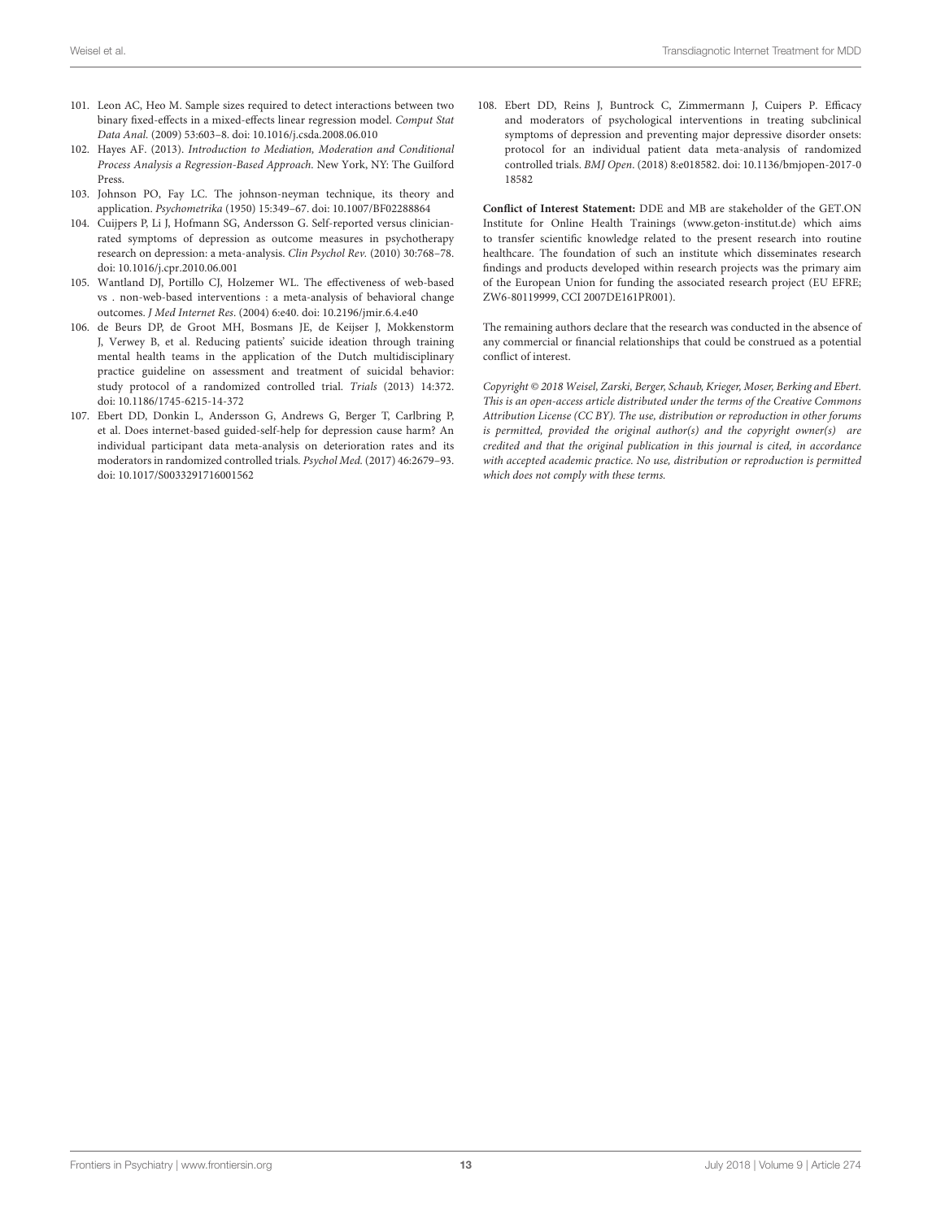101. Leon AC, Heo M. Sample sizes required to detect interactions between two binary fixed-effects in a mixed-effects linear regression model. *Comput Stat Data Anal*. (2009) 53:603–8. doi: 10.1016/j.csda.2008.06.010

102. Hayes AF. (2013). *Introduction to Mediation, Moderation and Conditional Process Analysis a Regression-Based Approach*. New York, NY: The Guilford Press.

103. Johnson PO, Fay LC. The johnson-neyman technique, its theory and application. *Psychometrika* (1950) 15:349–67. doi: 10.1007/BF02288864

104. Cuijpers P, Li J, Hofmann SG, Andersson G. Self-reported versus clinician-rated symptoms of depression as outcome measures in psychotherapy research on depression: a meta-analysis. *Clin Psychol Rev*. (2010) 30:768–78. doi: 10.1016/j.cpr.2010.06.001

105. Wantland DJ, Portillo CJ, Holzemer WL. The effectiveness of web-based vs . non-web-based interventions : a meta-analysis of behavioral change outcomes. *J Med Internet Res*. (2004) 6:e40. doi: 10.2196/jmir.6.4.e40

106. de Beurs DP, de Groot MH, Bosmans JE, de Keijser J, Mokkenstorm J, Verwey B, et al. Reducing patients' suicide ideation through training mental health teams in the application of the Dutch multidisciplinary practice guideline on assessment and treatment of suicidal behavior: study protocol of a randomized controlled trial. *Trials* (2013) 14:372. doi: 10.1186/1745-6215-14-372

107. Ebert DD, Donkin L, Andersson G, Andrews G, Berger T, Carlbring P, et al. Does internet-based guided-self-help for depression cause harm? An individual participant data meta-analysis on deterioration rates and its moderators in randomized controlled trials. *Psychol Med*. (2017) 46:2679–93. doi: 10.1017/S0033291716001562

108. Ebert DD, Reins J, Buntrock C, Zimmermann J, Cuipers P. Efficacy and moderators of psychological interventions in treating subclinical symptoms of depression and preventing major depressive disorder onsets: protocol for an individual patient data meta-analysis of randomized controlled trials. *BMJ Open*. (2018) 8:e018582. doi: 10.1136/bmjopen-2017-018582

**Conflict of Interest Statement:** DDE and MB are stakeholder of the GET.ON Institute for Online Health Trainings (www.geton-institut.de) which aims to transfer scientific knowledge related to the present research into routine healthcare. The foundation of such an institute which disseminates research findings and products developed within research projects was the primary aim of the European Union for funding the associated research project (EU EFRE; ZW6-80119999, CCI 2007DE161PR001).

The remaining authors declare that the research was conducted in the absence of any commercial or financial relationships that could be construed as a potential conflict of interest.

*Copyright © 2018 Weisel, Zarski, Berger, Schaub, Krieger, Moser, Berking and Ebert. This is an open-access article distributed under the terms of the Creative Commons Attribution License (CC BY). The use, distribution or reproduction in other forums is permitted, provided the original author(s) and the copyright owner(s) are credited and that the original publication in this journal is cited, in accordance with accepted academic practice. No use, distribution or reproduction is permitted which does not comply with these terms.*